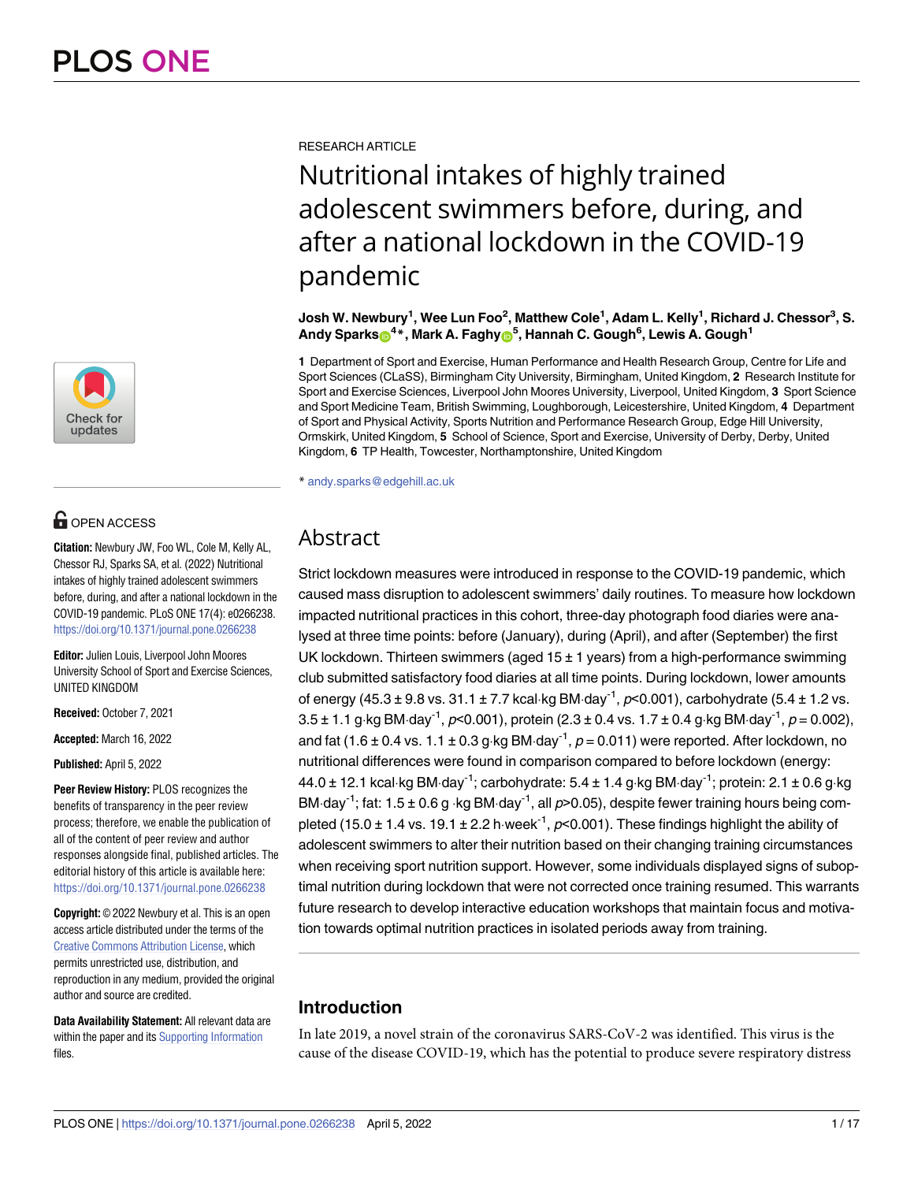RESEARCH ARTICLE

# Nutritional intakes of highly trained adolescent swimmers before, during, and after a national lockdown in the COVID-19 pandemic

**Josh W. Newbury[1], Wee Lun Foo[2], Matthew Cole[1], Adam L. Kelly[1], Richard J. Chessor[3], S. Andy Sparks[4]*, Mark A. Faghy[5], Hannah C. Gough[6], Lewis A. Gough[1]**

**1** Department of Sport and Exercise, Human Performance and Health Research Group, Centre for Life and Sport Sciences (CLaSS), Birmingham City University, Birmingham, United Kingdom, **2** Research Institute for Sport and Exercise Sciences, Liverpool John Moores University, Liverpool, United Kingdom, **3** Sport Science and Sport Medicine Team, British Swimming, Loughborough, Leicestershire, United Kingdom, **4** Department of Sport and Physical Activity, Sports Nutrition and Performance Research Group, Edge Hill University, Ormskirk, United Kingdom, **5** School of Science, Sport and Exercise, University of Derby, Derby, United Kingdom, **6** TP Health, Towcester, Northamptonshire, United Kingdom

* andy.sparks@edgehill.ac.uk

OPEN ACCESS

**Citation:** Newbury JW, Foo WL, Cole M, Kelly AL, Chessor RJ, Sparks SA, et al. (2022) Nutritional intakes of highly trained adolescent swimmers before, during, and after a national lockdown in the COVID-19 pandemic. PLoS ONE 17(4): e0266238. https://doi.org/10.1371/journal.pone.0266238

**Editor:** Julien Louis, Liverpool John Moores University School of Sport and Exercise Sciences, UNITED KINGDOM

**Received:** October 7, 2021

**Accepted:** March 16, 2022

**Published:** April 5, 2022

**Peer Review History:** PLOS recognizes the benefits of transparency in the peer review process; therefore, we enable the publication of all of the content of peer review and author responses alongside final, published articles. The editorial history of this article is available here: https://doi.org/10.1371/journal.pone.0266238

**Copyright:** © 2022 Newbury et al. This is an open access article distributed under the terms of the Creative Commons Attribution License, which permits unrestricted use, distribution, and reproduction in any medium, provided the original author and source are credited.

**Data Availability Statement:** All relevant data are within the paper and its Supporting Information files.

## Abstract

Strict lockdown measures were introduced in response to the COVID-19 pandemic, which caused mass disruption to adolescent swimmers' daily routines. To measure how lockdown impacted nutritional practices in this cohort, three-day photograph food diaries were analysed at three time points: before (January), during (April), and after (September) the first UK lockdown. Thirteen swimmers (aged 15 ± 1 years) from a high-performance swimming club submitted satisfactory food diaries at all time points. During lockdown, lower amounts of energy (45.3 ± 9.8 vs. 31.1 ± 7.7 kcal·kg BM·day$^{-1}$, $p$<0.001), carbohydrate (5.4 ± 1.2 vs. 3.5 ± 1.1 g·kg BM·day$^{-1}$, $p$<0.001), protein (2.3 ± 0.4 vs. 1.7 ± 0.4 g·kg BM·day$^{-1}$, $p$ = 0.002), and fat (1.6 ± 0.4 vs. 1.1 ± 0.3 g·kg BM·day$^{-1}$, $p$ = 0.011) were reported. After lockdown, no nutritional differences were found in comparison compared to before lockdown (energy: 44.0 ± 12.1 kcal·kg BM·day$^{-1}$; carbohydrate: 5.4 ± 1.4 g·kg BM·day$^{-1}$; protein: 2.1 ± 0.6 g·kg BM·day$^{-1}$; fat: 1.5 ± 0.6 g ·kg BM·day$^{-1}$, all $p$>0.05), despite fewer training hours being completed (15.0 ± 1.4 vs. 19.1 ± 2.2 h·week$^{-1}$, $p$<0.001). These findings highlight the ability of adolescent swimmers to alter their nutrition based on their changing training circumstances when receiving sport nutrition support. However, some individuals displayed signs of suboptimal nutrition during lockdown that were not corrected once training resumed. This warrants future research to develop interactive education workshops that maintain focus and motivation towards optimal nutrition practices in isolated periods away from training.

## Introduction

In late 2019, a novel strain of the coronavirus SARS-CoV-2 was identified. This virus is the cause of the disease COVID-19, which has the potential to produce severe respiratory distress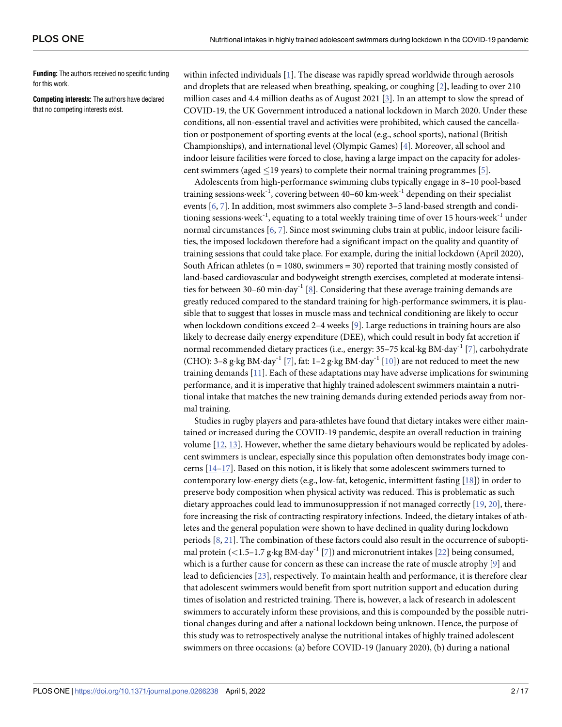**Funding:** The authors received no specific funding for this work.

**Competing interests:** The authors have declared that no competing interests exist.

within infected individuals [1]. The disease was rapidly spread worldwide through aerosols and droplets that are released when breathing, speaking, or coughing [2], leading to over 210 million cases and 4.4 million deaths as of August 2021 [3]. In an attempt to slow the spread of COVID-19, the UK Government introduced a national lockdown in March 2020. Under these conditions, all non-essential travel and activities were prohibited, which caused the cancellation or postponement of sporting events at the local (e.g., school sports), national (British Championships), and international level (Olympic Games) [4]. Moreover, all school and indoor leisure facilities were forced to close, having a large impact on the capacity for adolescent swimmers (aged ≤19 years) to complete their normal training programmes [5].

Adolescents from high-performance swimming clubs typically engage in 8–10 pool-based training sessions·week$^{-1}$, covering between 40–60 km·week$^{-1}$ depending on their specialist events [6, 7]. In addition, most swimmers also complete 3–5 land-based strength and conditioning sessions·week$^{-1}$, equating to a total weekly training time of over 15 hours·week$^{-1}$ under normal circumstances [6, 7]. Since most swimming clubs train at public, indoor leisure facilities, the imposed lockdown therefore had a significant impact on the quality and quantity of training sessions that could take place. For example, during the initial lockdown (April 2020), South African athletes (n = 1080, swimmers = 30) reported that training mostly consisted of land-based cardiovascular and bodyweight strength exercises, completed at moderate intensities for between 30–60 min·day$^{-1}$ [8]. Considering that these average training demands are greatly reduced compared to the standard training for high-performance swimmers, it is plausible that to suggest that losses in muscle mass and technical conditioning are likely to occur when lockdown conditions exceed 2–4 weeks [9]. Large reductions in training hours are also likely to decrease daily energy expenditure (DEE), which could result in body fat accretion if normal recommended dietary practices (i.e., energy: 35–75 kcal·kg BM·day$^{-1}$ [7], carbohydrate (CHO): 3–8 g·kg BM·day$^{-1}$ [7], fat: 1–2 g·kg BM·day$^{-1}$ [10]) are not reduced to meet the new training demands [11]. Each of these adaptations may have adverse implications for swimming performance, and it is imperative that highly trained adolescent swimmers maintain a nutritional intake that matches the new training demands during extended periods away from normal training.

Studies in rugby players and para-athletes have found that dietary intakes were either maintained or increased during the COVID-19 pandemic, despite an overall reduction in training volume [12, 13]. However, whether the same dietary behaviours would be replicated by adolescent swimmers is unclear, especially since this population often demonstrates body image concerns [14–17]. Based on this notion, it is likely that some adolescent swimmers turned to contemporary low-energy diets (e.g., low-fat, ketogenic, intermittent fasting [18]) in order to preserve body composition when physical activity was reduced. This is problematic as such dietary approaches could lead to immunosuppression if not managed correctly [19, 20], therefore increasing the risk of contracting respiratory infections. Indeed, the dietary intakes of athletes and the general population were shown to have declined in quality during lockdown periods [8, 21]. The combination of these factors could also result in the occurrence of suboptimal protein (<1.5–1.7 g·kg BM·day$^{-1}$ [7]) and micronutrient intakes [22] being consumed, which is a further cause for concern as these can increase the rate of muscle atrophy [9] and lead to deficiencies [23], respectively. To maintain health and performance, it is therefore clear that adolescent swimmers would benefit from sport nutrition support and education during times of isolation and restricted training. There is, however, a lack of research in adolescent swimmers to accurately inform these provisions, and this is compounded by the possible nutritional changes during and after a national lockdown being unknown. Hence, the purpose of this study was to retrospectively analyse the nutritional intakes of highly trained adolescent swimmers on three occasions: (a) before COVID-19 (January 2020), (b) during a national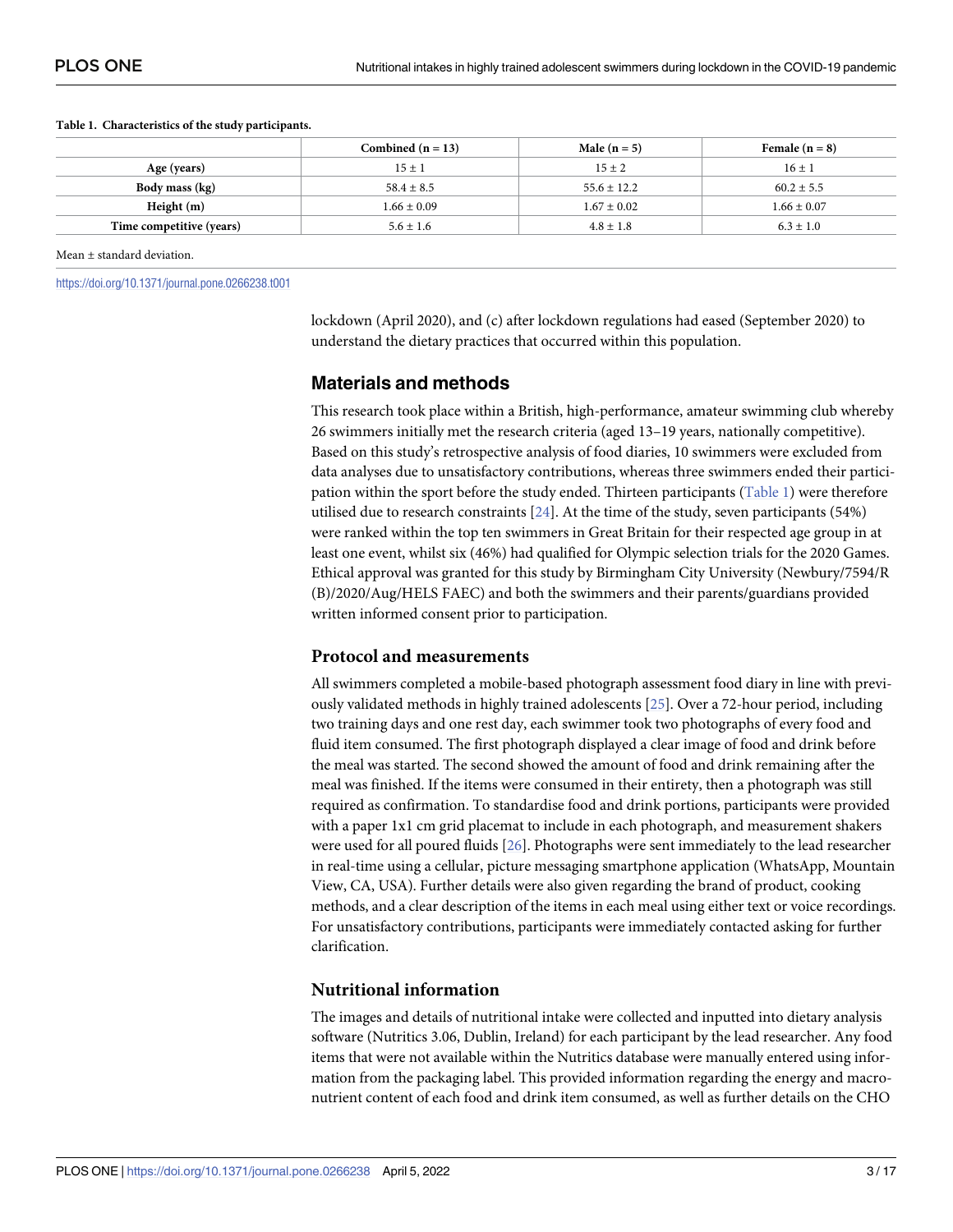**Table 1. Characteristics of the study participants.**

| | Combined (n = 13) | Male (n = 5) | Female (n = 8) |
|---|---|---|---|
| Age (years) | 15 ± 1 | 15 ± 2 | 16 ± 1 |
| Body mass (kg) | 58.4 ± 8.5 | 55.6 ± 12.2 | 60.2 ± 5.5 |
| Height (m) | 1.66 ± 0.09 | 1.67 ± 0.02 | 1.66 ± 0.07 |
| Time competitive (years) | 5.6 ± 1.6 | 4.8 ± 1.8 | 6.3 ± 1.0 |

Mean ± standard deviation.

https://doi.org/10.1371/journal.pone.0266238.t001

lockdown (April 2020), and (c) after lockdown regulations had eased (September 2020) to understand the dietary practices that occurred within this population.

## Materials and methods

This research took place within a British, high-performance, amateur swimming club whereby 26 swimmers initially met the research criteria (aged 13–19 years, nationally competitive). Based on this study's retrospective analysis of food diaries, 10 swimmers were excluded from data analyses due to unsatisfactory contributions, whereas three swimmers ended their participation within the sport before the study ended. Thirteen participants (Table 1) were therefore utilised due to research constraints [24]. At the time of the study, seven participants (54%) were ranked within the top ten swimmers in Great Britain for their respected age group in at least one event, whilst six (46%) had qualified for Olympic selection trials for the 2020 Games. Ethical approval was granted for this study by Birmingham City University (Newbury/7594/R(B)/2020/Aug/HELS FAEC) and both the swimmers and their parents/guardians provided written informed consent prior to participation.

### Protocol and measurements

All swimmers completed a mobile-based photograph assessment food diary in line with previously validated methods in highly trained adolescents [25]. Over a 72-hour period, including two training days and one rest day, each swimmer took two photographs of every food and fluid item consumed. The first photograph displayed a clear image of food and drink before the meal was started. The second showed the amount of food and drink remaining after the meal was finished. If the items were consumed in their entirety, then a photograph was still required as confirmation. To standardise food and drink portions, participants were provided with a paper 1x1 cm grid placemat to include in each photograph, and measurement shakers were used for all poured fluids [26]. Photographs were sent immediately to the lead researcher in real-time using a cellular, picture messaging smartphone application (WhatsApp, Mountain View, CA, USA). Further details were also given regarding the brand of product, cooking methods, and a clear description of the items in each meal using either text or voice recordings. For unsatisfactory contributions, participants were immediately contacted asking for further clarification.

### Nutritional information

The images and details of nutritional intake were collected and inputted into dietary analysis software (Nutritics 3.06, Dublin, Ireland) for each participant by the lead researcher. Any food items that were not available within the Nutritics database were manually entered using information from the packaging label. This provided information regarding the energy and macronutrient content of each food and drink item consumed, as well as further details on the CHO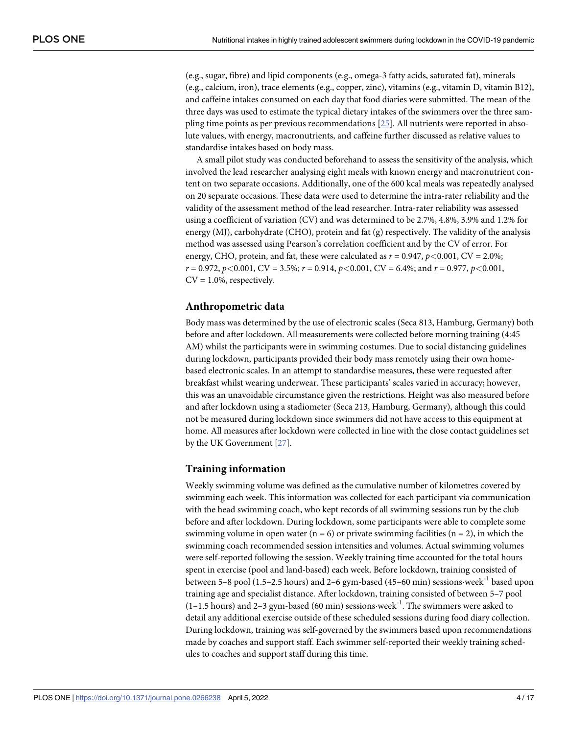(e.g., sugar, fibre) and lipid components (e.g., omega-3 fatty acids, saturated fat), minerals (e.g., calcium, iron), trace elements (e.g., copper, zinc), vitamins (e.g., vitamin D, vitamin B12), and caffeine intakes consumed on each day that food diaries were submitted. The mean of the three days was used to estimate the typical dietary intakes of the swimmers over the three sampling time points as per previous recommendations [25]. All nutrients were reported in absolute values, with energy, macronutrients, and caffeine further discussed as relative values to standardise intakes based on body mass.

A small pilot study was conducted beforehand to assess the sensitivity of the analysis, which involved the lead researcher analysing eight meals with known energy and macronutrient content on two separate occasions. Additionally, one of the 600 kcal meals was repeatedly analysed on 20 separate occasions. These data were used to determine the intra-rater reliability and the validity of the assessment method of the lead researcher. Intra-rater reliability was assessed using a coefficient of variation (CV) and was determined to be 2.7%, 4.8%, 3.9% and 1.2% for energy (MJ), carbohydrate (CHO), protein and fat (g) respectively. The validity of the analysis method was assessed using Pearson's correlation coefficient and by the CV of error. For energy, CHO, protein, and fat, these were calculated as $r = 0.947$, $p<0.001$, CV = 2.0%; $r = 0.972$, $p<0.001$, CV = 3.5%; $r = 0.914$, $p<0.001$, CV = 6.4%; and $r = 0.977$, $p<0.001$, CV = 1.0%, respectively.

## Anthropometric data

Body mass was determined by the use of electronic scales (Seca 813, Hamburg, Germany) both before and after lockdown. All measurements were collected before morning training (4:45 AM) whilst the participants were in swimming costumes. Due to social distancing guidelines during lockdown, participants provided their body mass remotely using their own home-based electronic scales. In an attempt to standardise measures, these were requested after breakfast whilst wearing underwear. These participants' scales varied in accuracy; however, this was an unavoidable circumstance given the restrictions. Height was also measured before and after lockdown using a stadiometer (Seca 213, Hamburg, Germany), although this could not be measured during lockdown since swimmers did not have access to this equipment at home. All measures after lockdown were collected in line with the close contact guidelines set by the UK Government [27].

## Training information

Weekly swimming volume was defined as the cumulative number of kilometres covered by swimming each week. This information was collected for each participant via communication with the head swimming coach, who kept records of all swimming sessions run by the club before and after lockdown. During lockdown, some participants were able to complete some swimming volume in open water (n = 6) or private swimming facilities (n = 2), in which the swimming coach recommended session intensities and volumes. Actual swimming volumes were self-reported following the session. Weekly training time accounted for the total hours spent in exercise (pool and land-based) each week. Before lockdown, training consisted of between 5–8 pool (1.5–2.5 hours) and 2–6 gym-based (45–60 min) sessions·week$^{-1}$ based upon training age and specialist distance. After lockdown, training consisted of between 5–7 pool (1–1.5 hours) and 2–3 gym-based (60 min) sessions·week$^{-1}$. The swimmers were asked to detail any additional exercise outside of these scheduled sessions during food diary collection. During lockdown, training was self-governed by the swimmers based upon recommendations made by coaches and support staff. Each swimmer self-reported their weekly training schedules to coaches and support staff during this time.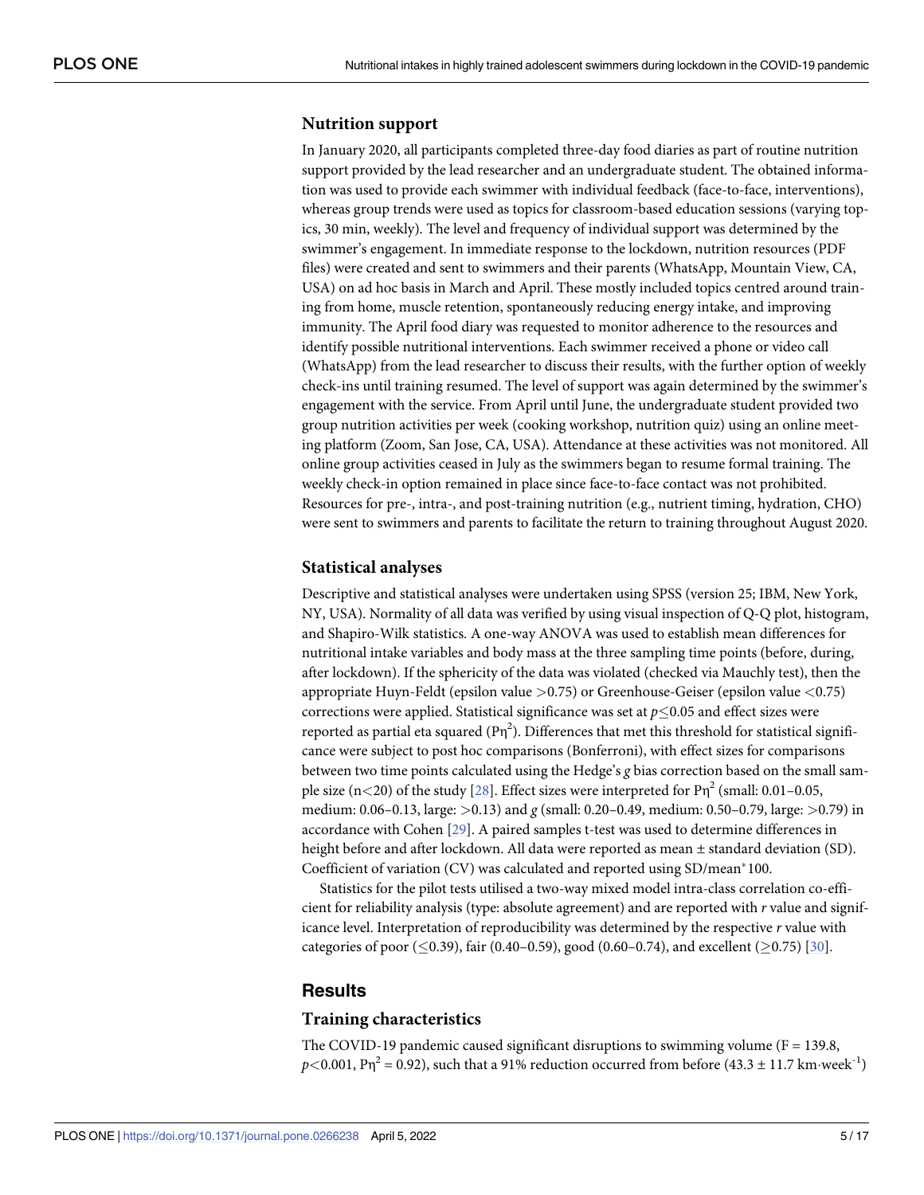### Nutrition support

In January 2020, all participants completed three-day food diaries as part of routine nutrition support provided by the lead researcher and an undergraduate student. The obtained information was used to provide each swimmer with individual feedback (face-to-face, interventions), whereas group trends were used as topics for classroom-based education sessions (varying topics, 30 min, weekly). The level and frequency of individual support was determined by the swimmer's engagement. In immediate response to the lockdown, nutrition resources (PDF files) were created and sent to swimmers and their parents (WhatsApp, Mountain View, CA, USA) on ad hoc basis in March and April. These mostly included topics centred around training from home, muscle retention, spontaneously reducing energy intake, and improving immunity. The April food diary was requested to monitor adherence to the resources and identify possible nutritional interventions. Each swimmer received a phone or video call (WhatsApp) from the lead researcher to discuss their results, with the further option of weekly check-ins until training resumed. The level of support was again determined by the swimmer's engagement with the service. From April until June, the undergraduate student provided two group nutrition activities per week (cooking workshop, nutrition quiz) using an online meeting platform (Zoom, San Jose, CA, USA). Attendance at these activities was not monitored. All online group activities ceased in July as the swimmers began to resume formal training. The weekly check-in option remained in place since face-to-face contact was not prohibited. Resources for pre-, intra-, and post-training nutrition (e.g., nutrient timing, hydration, CHO) were sent to swimmers and parents to facilitate the return to training throughout August 2020.

### Statistical analyses

Descriptive and statistical analyses were undertaken using SPSS (version 25; IBM, New York, NY, USA). Normality of all data was verified by using visual inspection of Q-Q plot, histogram, and Shapiro-Wilk statistics. A one-way ANOVA was used to establish mean differences for nutritional intake variables and body mass at the three sampling time points (before, during, after lockdown). If the sphericity of the data was violated (checked via Mauchly test), then the appropriate Huyn-Feldt (epsilon value >0.75) or Greenhouse-Geiser (epsilon value <0.75) corrections were applied. Statistical significance was set at $p \leq 0.05$ and effect sizes were reported as partial eta squared ($P\eta^2$). Differences that met this threshold for statistical significance were subject to post hoc comparisons (Bonferroni), with effect sizes for comparisons between two time points calculated using the Hedge's *g* bias correction based on the small sample size (n<20) of the study [28]. Effect sizes were interpreted for $P\eta^2$ (small: 0.01–0.05, medium: 0.06–0.13, large: >0.13) and *g* (small: 0.20–0.49, medium: 0.50–0.79, large: >0.79) in accordance with Cohen [29]. A paired samples t-test was used to determine differences in height before and after lockdown. All data were reported as mean ± standard deviation (SD). Coefficient of variation (CV) was calculated and reported using SD/mean*100.

Statistics for the pilot tests utilised a two-way mixed model intra-class correlation co-efficient for reliability analysis (type: absolute agreement) and are reported with *r* value and significance level. Interpretation of reproducibility was determined by the respective *r* value with categories of poor (≤0.39), fair (0.40–0.59), good (0.60–0.74), and excellent (≥0.75) [30].

## Results

### Training characteristics

The COVID-19 pandemic caused significant disruptions to swimming volume (F = 139.8, $p<0.001$, $P\eta^2 = 0.92$), such that a 91% reduction occurred from before (43.3 ± 11.7 km·week$^{-1}$)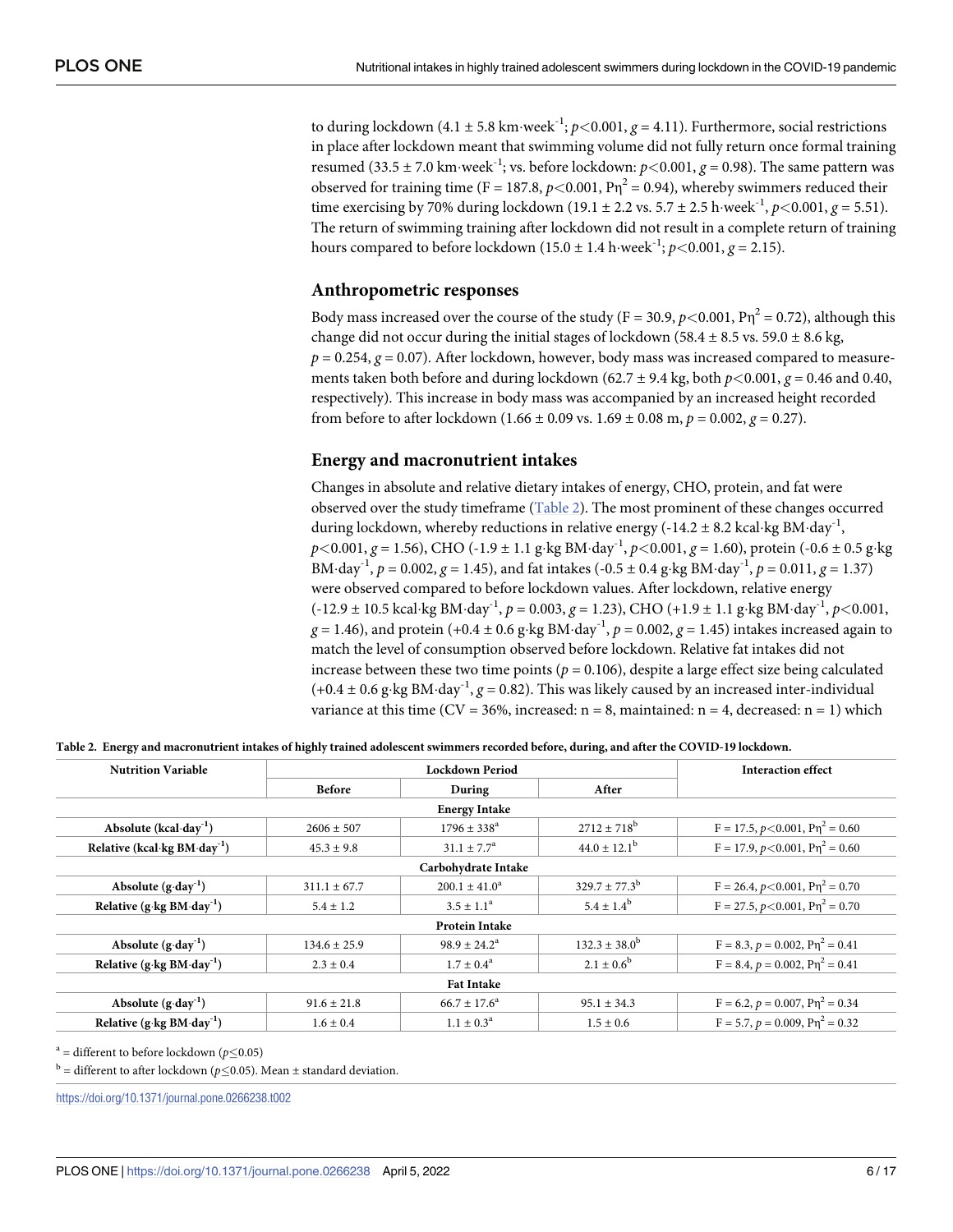to during lockdown (4.1 ± 5.8 km·week$^{-1}$; $p<0.001$, $g = 4.11$). Furthermore, social restrictions in place after lockdown meant that swimming volume did not fully return once formal training resumed (33.5 ± 7.0 km·week$^{-1}$; vs. before lockdown: $p<0.001$, $g = 0.98$). The same pattern was observed for training time (F = 187.8, $p<0.001$, $P\eta^2 = 0.94$), whereby swimmers reduced their time exercising by 70% during lockdown (19.1 ± 2.2 vs. 5.7 ± 2.5 h·week$^{-1}$, $p<0.001$, $g = 5.51$). The return of swimming training after lockdown did not result in a complete return of training hours compared to before lockdown (15.0 ± 1.4 h·week$^{-1}$; $p<0.001$, $g = 2.15$).

## Anthropometric responses

Body mass increased over the course of the study (F = 30.9, $p<0.001$, $P\eta^2 = 0.72$), although this change did not occur during the initial stages of lockdown (58.4 ± 8.5 vs. 59.0 ± 8.6 kg, $p = 0.254$, $g = 0.07$). After lockdown, however, body mass was increased compared to measurements taken both before and during lockdown (62.7 ± 9.4 kg, both $p<0.001$, $g = 0.46$ and 0.40, respectively). This increase in body mass was accompanied by an increased height recorded from before to after lockdown (1.66 ± 0.09 vs. 1.69 ± 0.08 m, $p = 0.002$, $g = 0.27$).

## Energy and macronutrient intakes

Changes in absolute and relative dietary intakes of energy, CHO, protein, and fat were observed over the study timeframe (Table 2). The most prominent of these changes occurred during lockdown, whereby reductions in relative energy (-14.2 ± 8.2 kcal·kg BM·day$^{-1}$, $p<0.001$, $g = 1.56$), CHO (-1.9 ± 1.1 g·kg BM·day$^{-1}$, $p<0.001$, $g = 1.60$), protein (-0.6 ± 0.5 g·kg BM·day$^{-1}$, $p = 0.002$, $g = 1.45$), and fat intakes (-0.5 ± 0.4 g·kg BM·day$^{-1}$, $p = 0.011$, $g = 1.37$) were observed compared to before lockdown values. After lockdown, relative energy (-12.9 ± 10.5 kcal·kg BM·day$^{-1}$, $p = 0.003$, $g = 1.23$), CHO (+1.9 ± 1.1 g·kg BM·day$^{-1}$, $p<0.001$, $g = 1.46$), and protein (+0.4 ± 0.6 g·kg BM·day$^{-1}$, $p = 0.002$, $g = 1.45$) intakes increased again to match the level of consumption observed before lockdown. Relative fat intakes did not increase between these two time points ($p = 0.106$), despite a large effect size being calculated (+0.4 ± 0.6 g·kg BM·day$^{-1}$, $g = 0.82$). This was likely caused by an increased inter-individual variance at this time (CV = 36%, increased: n = 8, maintained: n = 4, decreased: n = 1) which

**Table 2. Energy and macronutrient intakes of highly trained adolescent swimmers recorded before, during, and after the COVID-19 lockdown.**

| Nutrition Variable | Lockdown Period | | | Interaction effect |
|---|---|---|---|---|
| | Before | During | After | |
| **Energy Intake** | | | | |
| Absolute (kcal·day$^{-1}$) | 2606 ± 507 | 1796 ± 338$^{a}$ | 2712 ± 718$^{b}$ | F = 17.5, $p<0.001$, $P\eta^2 = 0.60$ |
| Relative (kcal·kg BM·day$^{-1}$) | 45.3 ± 9.8 | 31.1 ± 7.7$^{a}$ | 44.0 ± 12.1$^{b}$ | F = 17.9, $p<0.001$, $P\eta^2 = 0.60$ |
| **Carbohydrate Intake** | | | | |
| Absolute (g·day$^{-1}$) | 311.1 ± 67.7 | 200.1 ± 41.0$^{a}$ | 329.7 ± 77.3$^{b}$ | F = 26.4, $p<0.001$, $P\eta^2 = 0.70$ |
| Relative (g·kg BM·day$^{-1}$) | 5.4 ± 1.2 | 3.5 ± 1.1$^{a}$ | 5.4 ± 1.4$^{b}$ | F = 27.5, $p<0.001$, $P\eta^2 = 0.70$ |
| **Protein Intake** | | | | |
| Absolute (g·day$^{-1}$) | 134.6 ± 25.9 | 98.9 ± 24.2$^{a}$ | 132.3 ± 38.0$^{b}$ | F = 8.3, $p = 0.002$, $P\eta^2 = 0.41$ |
| Relative (g·kg BM·day$^{-1}$) | 2.3 ± 0.4 | 1.7 ± 0.4$^{a}$ | 2.1 ± 0.6$^{b}$ | F = 8.4, $p = 0.002$, $P\eta^2 = 0.41$ |
| **Fat Intake** | | | | |
| Absolute (g·day$^{-1}$) | 91.6 ± 21.8 | 66.7 ± 17.6$^{a}$ | 95.1 ± 34.3 | F = 6.2, $p = 0.007$, $P\eta^2 = 0.34$ |
| Relative (g·kg BM·day$^{-1}$) | 1.6 ± 0.4 | 1.1 ± 0.3$^{a}$ | 1.5 ± 0.6 | F = 5.7, $p = 0.009$, $P\eta^2 = 0.32$ |

$^{a}$ = different to before lockdown ($p\leq0.05$)

$^{b}$ = different to after lockdown ($p\leq0.05$). Mean ± standard deviation.

https://doi.org/10.1371/journal.pone.0266238.t002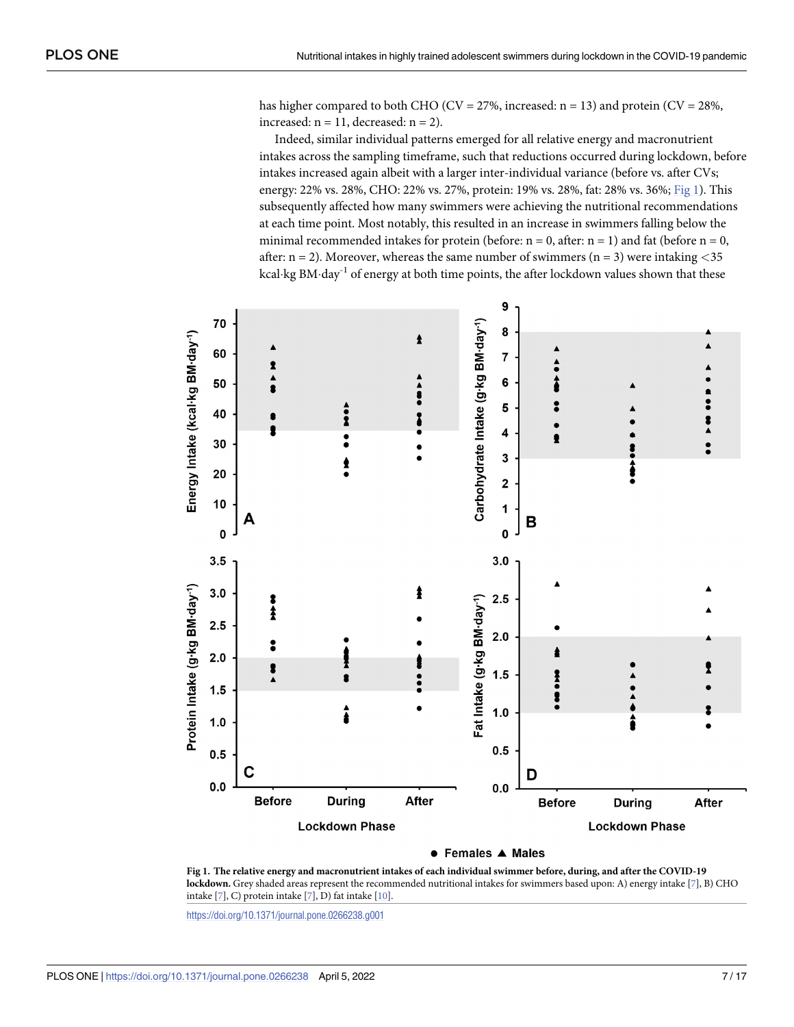has higher compared to both CHO (CV = 27%, increased: n = 13) and protein (CV = 28%, increased: n = 11, decreased: n = 2).

Indeed, similar individual patterns emerged for all relative energy and macronutrient intakes across the sampling timeframe, such that reductions occurred during lockdown, before intakes increased again albeit with a larger inter-individual variance (before vs. after CVs; energy: 22% vs. 28%, CHO: 22% vs. 27%, protein: 19% vs. 28%, fat: 28% vs. 36%; Fig 1). This subsequently affected how many swimmers were achieving the nutritional recommendations at each time point. Most notably, this resulted in an increase in swimmers falling below the minimal recommended intakes for protein (before: n = 0, after: n = 1) and fat (before n = 0, after: n = 2). Moreover, whereas the same number of swimmers (n = 3) were intaking <35 kcal·kg BM·day$^{-1}$ of energy at both time points, the after lockdown values shown that these

**Fig 1. The relative energy and macronutrient intakes of each individual swimmer before, during, and after the COVID-19 lockdown.** Grey shaded areas represent the recommended nutritional intakes for swimmers based upon: A) energy intake [7], B) CHO intake [7], C) protein intake [7], D) fat intake [10].

https://doi.org/10.1371/journal.pone.0266238.g001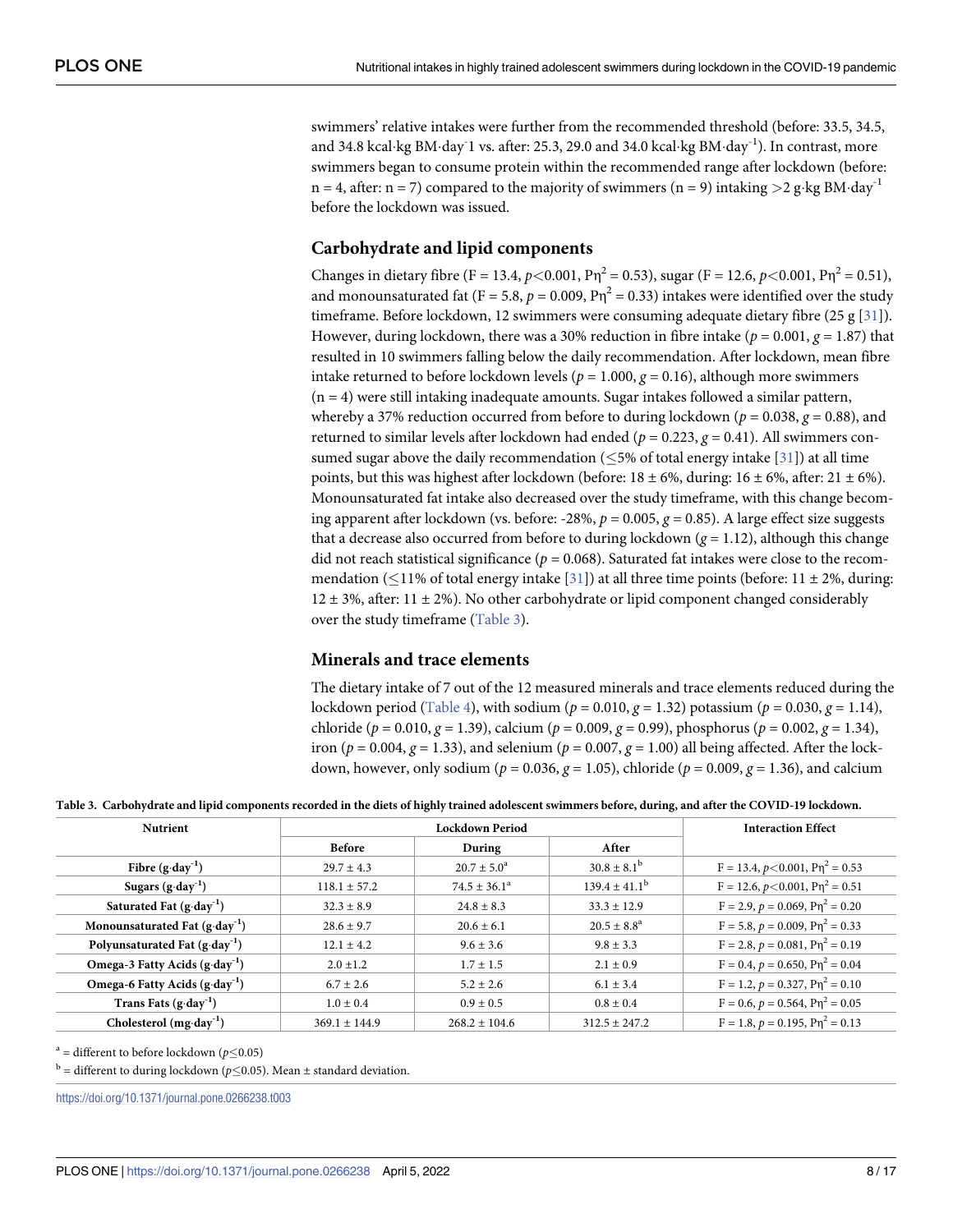swimmers' relative intakes were further from the recommended threshold (before: 33.5, 34.5, and 34.8 kcal·kg BM·day-1 vs. after: 25.3, 29.0 and 34.0 kcal·kg BM·day$^{-1}$). In contrast, more swimmers began to consume protein within the recommended range after lockdown (before: n = 4, after: n = 7) compared to the majority of swimmers (n = 9) intaking >2 g·kg BM·day$^{-1}$ before the lockdown was issued.

## Carbohydrate and lipid components

Changes in dietary fibre (F = 13.4, $p<0.001$, P$\eta^2$ = 0.53), sugar (F = 12.6, $p<0.001$, P$\eta^2$ = 0.51), and monounsaturated fat (F = 5.8, $p = 0.009$, P$\eta^2$ = 0.33) intakes were identified over the study timeframe. Before lockdown, 12 swimmers were consuming adequate dietary fibre (25 g [31]). However, during lockdown, there was a 30% reduction in fibre intake ($p = 0.001$, $g = 1.87$) that resulted in 10 swimmers falling below the daily recommendation. After lockdown, mean fibre intake returned to before lockdown levels ($p = 1.000$, $g = 0.16$), although more swimmers (n = 4) were still intaking inadequate amounts. Sugar intakes followed a similar pattern, whereby a 37% reduction occurred from before to during lockdown ($p = 0.038$, $g = 0.88$), and returned to similar levels after lockdown had ended ($p = 0.223$, $g = 0.41$). All swimmers consumed sugar above the daily recommendation (≤5% of total energy intake [31]) at all time points, but this was highest after lockdown (before: 18 ± 6%, during: 16 ± 6%, after: 21 ± 6%). Monounsaturated fat intake also decreased over the study timeframe, with this change becoming apparent after lockdown (vs. before: -28%, $p = 0.005$, $g = 0.85$). A large effect size suggests that a decrease also occurred from before to during lockdown ($g = 1.12$), although this change did not reach statistical significance ($p = 0.068$). Saturated fat intakes were close to the recommendation (≤11% of total energy intake [31]) at all three time points (before: 11 ± 2%, during: 12 ± 3%, after: 11 ± 2%). No other carbohydrate or lipid component changed considerably over the study timeframe (Table 3).

## Minerals and trace elements

The dietary intake of 7 out of the 12 measured minerals and trace elements reduced during the lockdown period (Table 4), with sodium ($p = 0.010$, $g = 1.32$) potassium ($p = 0.030$, $g = 1.14$), chloride ($p = 0.010$, $g = 1.39$), calcium ($p = 0.009$, $g = 0.99$), phosphorus ($p = 0.002$, $g = 1.34$), iron ($p = 0.004$, $g = 1.33$), and selenium ($p = 0.007$, $g = 1.00$) all being affected. After the lockdown, however, only sodium ($p = 0.036$, $g = 1.05$), chloride ($p = 0.009$, $g = 1.36$), and calcium

**Table 3. Carbohydrate and lipid components recorded in the diets of highly trained adolescent swimmers before, during, and after the COVID-19 lockdown.**

| Nutrient | Lockdown Period | | | Interaction Effect |
|---|---|---|---|---|
| | Before | During | After | |
| Fibre (g·day$^{-1}$) | 29.7 ± 4.3 | 20.7 ± 5.0[a] | 30.8 ± 8.1[b] | F = 13.4, $p<0.001$, P$\eta^2$ = 0.53 |
| Sugars (g·day$^{-1}$) | 118.1 ± 57.2 | 74.5 ± 36.1[a] | 139.4 ± 41.1[b] | F = 12.6, $p<0.001$, P$\eta^2$ = 0.51 |
| Saturated Fat (g·day$^{-1}$) | 32.3 ± 8.9 | 24.8 ± 8.3 | 33.3 ± 12.9 | F = 2.9, $p = 0.069$, P$\eta^2$ = 0.20 |
| Monounsaturated Fat (g·day$^{-1}$) | 28.6 ± 9.7 | 20.6 ± 6.1 | 20.5 ± 8.8[a] | F = 5.8, $p = 0.009$, P$\eta^2$ = 0.33 |
| Polyunsaturated Fat (g·day$^{-1}$) | 12.1 ± 4.2 | 9.6 ± 3.6 | 9.8 ± 3.3 | F = 2.8, $p = 0.081$, P$\eta^2$ = 0.19 |
| Omega-3 Fatty Acids (g·day$^{-1}$) | 2.0 ±1.2 | 1.7 ± 1.5 | 2.1 ± 0.9 | F = 0.4, $p = 0.650$, P$\eta^2$ = 0.04 |
| Omega-6 Fatty Acids (g·day$^{-1}$) | 6.7 ± 2.6 | 5.2 ± 2.6 | 6.1 ± 3.4 | F = 1.2, $p = 0.327$, P$\eta^2$ = 0.10 |
| Trans Fats (g·day$^{-1}$) | 1.0 ± 0.4 | 0.9 ± 0.5 | 0.8 ± 0.4 | F = 0.6, $p = 0.564$, P$\eta^2$ = 0.05 |
| Cholesterol (mg·day$^{-1}$) | 369.1 ± 144.9 | 268.2 ± 104.6 | 312.5 ± 247.2 | F = 1.8, $p = 0.195$, P$\eta^2$ = 0.13 |

[a] = different to before lockdown ($p \leq 0.05$)

[b] = different to during lockdown ($p \leq 0.05$). Mean ± standard deviation.

https://doi.org/10.1371/journal.pone.0266238.t003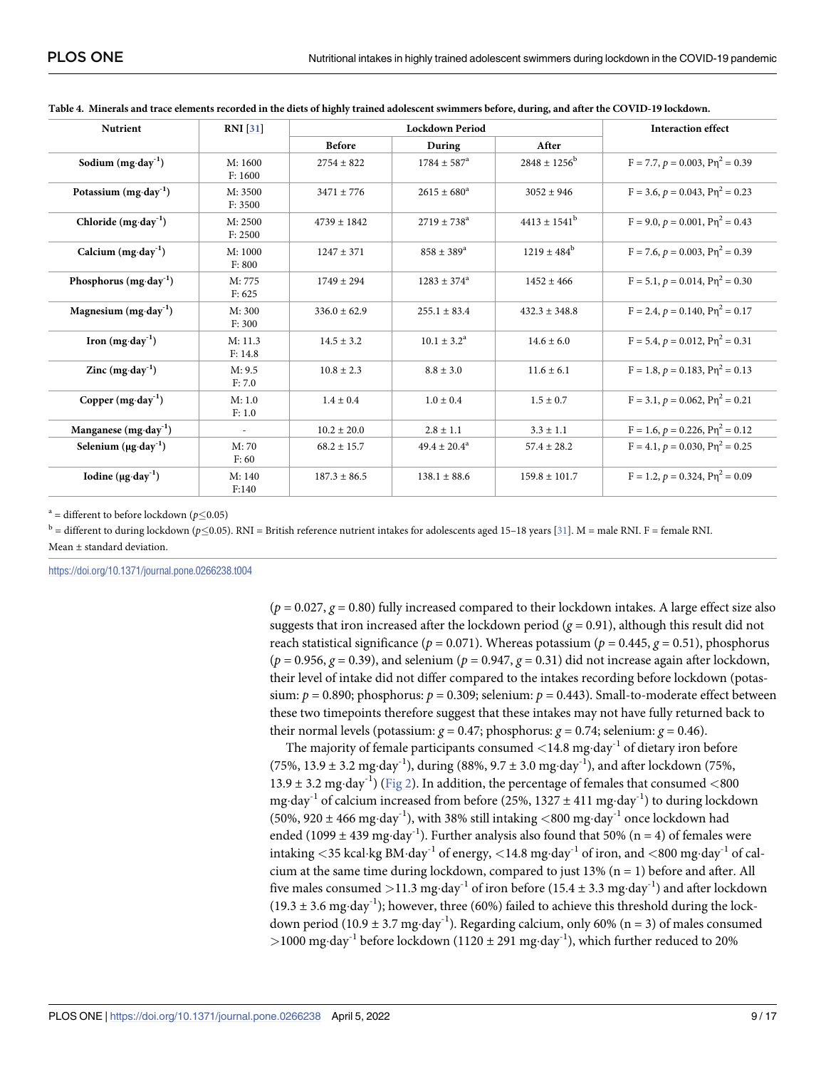**Table 4. Minerals and trace elements recorded in the diets of highly trained adolescent swimmers before, during, and after the COVID-19 lockdown.**

| Nutrient | RNI [31] | Lockdown Period | | | Interaction effect |
|---|---|---|---|---|---|
| | | Before | During | After | |
| Sodium ($mg \cdot day^{-1}$) | M: 1600 F: 1600 | 2754 ± 822 | 1784 ± 587[a] | 2848 ± 1256[b] | F = 7.7, $p$ = 0.003, $P\eta^2$ = 0.39 |
| Potassium ($mg \cdot day^{-1}$) | M: 3500 F: 3500 | 3471 ± 776 | 2615 ± 680[a] | 3052 ± 946 | F = 3.6, $p$ = 0.043, $P\eta^2$ = 0.23 |
| Chloride ($mg \cdot day^{-1}$) | M: 2500 F: 2500 | 4739 ± 1842 | 2719 ± 738[a] | 4413 ± 1541[b] | F = 9.0, $p$ = 0.001, $P\eta^2$ = 0.43 |
| Calcium ($mg \cdot day^{-1}$) | M: 1000 F: 800 | 1247 ± 371 | 858 ± 389[a] | 1219 ± 484[b] | F = 7.6, $p$ = 0.003, $P\eta^2$ = 0.39 |
| Phosphorus ($mg \cdot day^{-1}$) | M: 775 F: 625 | 1749 ± 294 | 1283 ± 374[a] | 1452 ± 466 | F = 5.1, $p$ = 0.014, $P\eta^2$ = 0.30 |
| Magnesium ($mg \cdot day^{-1}$) | M: 300 F: 300 | 336.0 ± 62.9 | 255.1 ± 83.4 | 432.3 ± 348.8 | F = 2.4, $p$ = 0.140, $P\eta^2$ = 0.17 |
| Iron ($mg \cdot day^{-1}$) | M: 11.3 F: 14.8 | 14.5 ± 3.2 | 10.1 ± 3.2[a] | 14.6 ± 6.0 | F = 5.4, $p$ = 0.012, $P\eta^2$ = 0.31 |
| Zinc ($mg \cdot day^{-1}$) | M: 9.5 F: 7.0 | 10.8 ± 2.3 | 8.8 ± 3.0 | 11.6 ± 6.1 | F = 1.8, $p$ = 0.183, $P\eta^2$ = 0.13 |
| Copper ($mg \cdot day^{-1}$) | M: 1.0 F: 1.0 | 1.4 ± 0.4 | 1.0 ± 0.4 | 1.5 ± 0.7 | F = 3.1, $p$ = 0.062, $P\eta^2$ = 0.21 |
| Manganese ($mg \cdot day^{-1}$) | - | 10.2 ± 20.0 | 2.8 ± 1.1 | 3.3 ± 1.1 | F = 1.6, $p$ = 0.226, $P\eta^2$ = 0.12 |
| Selenium ($\mu g \cdot day^{-1}$) | M: 70 F: 60 | 68.2 ± 15.7 | 49.4 ± 20.4[a] | 57.4 ± 28.2 | F = 4.1, $p$ = 0.030, $P\eta^2$ = 0.25 |
| Iodine ($\mu g \cdot day^{-1}$) | M: 140 F:140 | 187.3 ± 86.5 | 138.1 ± 88.6 | 159.8 ± 101.7 | F = 1.2, $p$ = 0.324, $P\eta^2$ = 0.09 |

[a] = different to before lockdown ($p \leq 0.05$)

[b] = different to during lockdown ($p \leq 0.05$). RNI = British reference nutrient intakes for adolescents aged 15–18 years [31]. M = male RNI. F = female RNI.

Mean ± standard deviation.

https://doi.org/10.1371/journal.pone.0266238.t004

($p$ = 0.027, $g$ = 0.80) fully increased compared to their lockdown intakes. A large effect size also suggests that iron increased after the lockdown period ($g$ = 0.91), although this result did not reach statistical significance ($p$ = 0.071). Whereas potassium ($p$ = 0.445, $g$ = 0.51), phosphorus ($p$ = 0.956, $g$ = 0.39), and selenium ($p$ = 0.947, $g$ = 0.31) did not increase again after lockdown, their level of intake did not differ compared to the intakes recording before lockdown (potassium: $p$ = 0.890; phosphorus: $p$ = 0.309; selenium: $p$ = 0.443). Small-to-moderate effect between these two timepoints therefore suggest that these intakes may not have fully returned back to their normal levels (potassium: $g$ = 0.47; phosphorus: $g$ = 0.74; selenium: $g$ = 0.46).

The majority of female participants consumed <14.8 $mg \cdot day^{-1}$ of dietary iron before (75%, 13.9 ± 3.2 $mg \cdot day^{-1}$), during (88%, 9.7 ± 3.0 $mg \cdot day^{-1}$), and after lockdown (75%, 13.9 ± 3.2 $mg \cdot day^{-1}$) (Fig 2). In addition, the percentage of females that consumed <800 $mg \cdot day^{-1}$ of calcium increased from before (25%, 1327 ± 411 $mg \cdot day^{-1}$) to during lockdown (50%, 920 ± 466 $mg \cdot day^{-1}$), with 38% still intaking <800 $mg \cdot day^{-1}$ once lockdown had ended (1099 ± 439 $mg \cdot day^{-1}$). Further analysis also found that 50% (n = 4) of females were intaking <35 $kcal \cdot kg\ BM \cdot day^{-1}$ of energy, <14.8 $mg \cdot day^{-1}$ of iron, and <800 $mg \cdot day^{-1}$ of calcium at the same time during lockdown, compared to just 13% (n = 1) before and after. All five males consumed >11.3 $mg \cdot day^{-1}$ of iron before (15.4 ± 3.3 $mg \cdot day^{-1}$) and after lockdown (19.3 ± 3.6 $mg \cdot day^{-1}$); however, three (60%) failed to achieve this threshold during the lockdown period (10.9 ± 3.7 $mg \cdot day^{-1}$). Regarding calcium, only 60% (n = 3) of males consumed >1000 $mg \cdot day^{-1}$ before lockdown (1120 ± 291 $mg \cdot day^{-1}$), which further reduced to 20%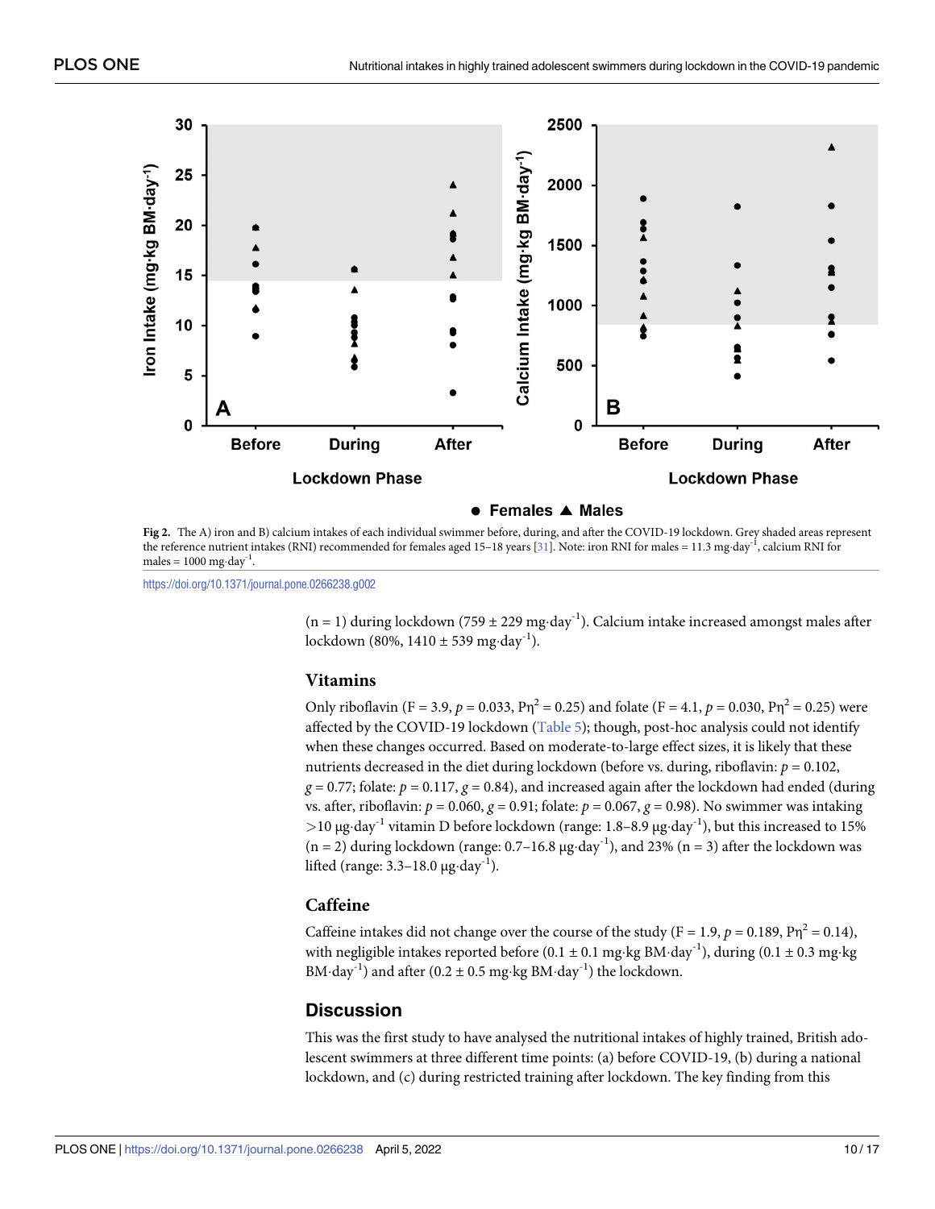Fig 2. The A) iron and B) calcium intakes of each individual swimmer before, during, and after the COVID-19 lockdown. Grey shaded areas represent the reference nutrient intakes (RNI) recommended for females aged 15–18 years [31]. Note: iron RNI for males = 11.3 mg·day$^{-1}$, calcium RNI for males = 1000 mg·day$^{-1}$.

https://doi.org/10.1371/journal.pone.0266238.g002

(n = 1) during lockdown (759 ± 229 mg·day$^{-1}$). Calcium intake increased amongst males after lockdown (80%, 1410 ± 539 mg·day$^{-1}$).

### Vitamins

Only riboflavin (F = 3.9, $p = 0.033$, P$\eta^2 = 0.25$) and folate (F = 4.1, $p = 0.030$, P$\eta^2 = 0.25$) were affected by the COVID-19 lockdown (Table 5); though, post-hoc analysis could not identify when these changes occurred. Based on moderate-to-large effect sizes, it is likely that these nutrients decreased in the diet during lockdown (before vs. during, riboflavin: $p = 0.102$, $g = 0.77$; folate: $p = 0.117$, $g = 0.84$), and increased again after the lockdown had ended (during vs. after, riboflavin: $p = 0.060$, $g = 0.91$; folate: $p = 0.067$, $g = 0.98$). No swimmer was intaking >10 µg·day$^{-1}$ vitamin D before lockdown (range: 1.8–8.9 µg·day$^{-1}$), but this increased to 15% (n = 2) during lockdown (range: 0.7–16.8 µg·day$^{-1}$), and 23% (n = 3) after the lockdown was lifted (range: 3.3–18.0 µg·day$^{-1}$).

### Caffeine

Caffeine intakes did not change over the course of the study (F = 1.9, $p = 0.189$, P$\eta^2 = 0.14$), with negligible intakes reported before (0.1 ± 0.1 mg·kg BM·day$^{-1}$), during (0.1 ± 0.3 mg·kg BM·day$^{-1}$) and after (0.2 ± 0.5 mg·kg BM·day$^{-1}$) the lockdown.

## Discussion

This was the first study to have analysed the nutritional intakes of highly trained, British adolescent swimmers at three different time points: (a) before COVID-19, (b) during a national lockdown, and (c) during restricted training after lockdown. The key finding from this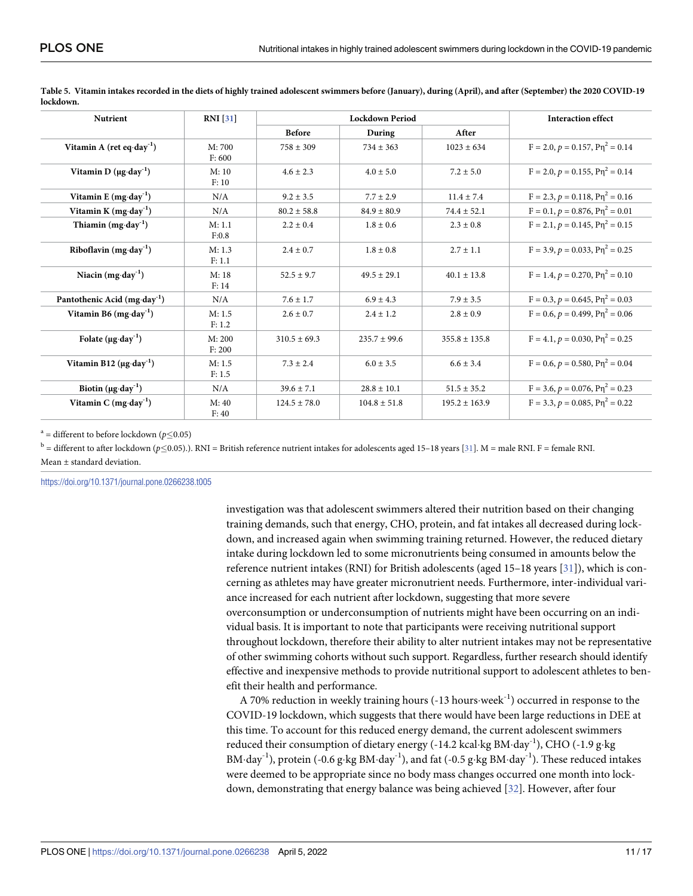**Table 5. Vitamin intakes recorded in the diets of highly trained adolescent swimmers before (January), during (April), and after (September) the 2020 COVID-19 lockdown.**

| Nutrient | RNI [31] | Lockdown Period | | | Interaction effect |
|---|---|---|---|---|---|
| | | Before | During | After | |
| Vitamin A (ret eq·day$^{-1}$) | M: 700 F: 600 | 758 ± 309 | 734 ± 363 | 1023 ± 634 | $F = 2.0$, $p = 0.157$, $P\eta^2 = 0.14$ |
| Vitamin D (μg·day$^{-1}$) | M: 10 F: 10 | 4.6 ± 2.3 | 4.0 ± 5.0 | 7.2 ± 5.0 | $F = 2.0$, $p = 0.155$, $P\eta^2 = 0.14$ |
| Vitamin E (mg·day$^{-1}$) | N/A | 9.2 ± 3.5 | 7.7 ± 2.9 | 11.4 ± 7.4 | $F = 2.3$, $p = 0.118$, $P\eta^2 = 0.16$ |
| Vitamin K (mg·day$^{-1}$) | N/A | 80.2 ± 58.8 | 84.9 ± 80.9 | 74.4 ± 52.1 | $F = 0.1$, $p = 0.876$, $P\eta^2 = 0.01$ |
| Thiamin (mg·day$^{-1}$) | M: 1.1 F:0.8 | 2.2 ± 0.4 | 1.8 ± 0.6 | 2.3 ± 0.8 | $F = 2.1$, $p = 0.145$, $P\eta^2 = 0.15$ |
| Riboflavin (mg·day$^{-1}$) | M: 1.3 F: 1.1 | 2.4 ± 0.7 | 1.8 ± 0.8 | 2.7 ± 1.1 | $F = 3.9$, $p = 0.033$, $P\eta^2 = 0.25$ |
| Niacin (mg·day$^{-1}$) | M: 18 F: 14 | 52.5 ± 9.7 | 49.5 ± 29.1 | 40.1 ± 13.8 | $F = 1.4$, $p = 0.270$, $P\eta^2 = 0.10$ |
| Pantothenic Acid (mg·day$^{-1}$) | N/A | 7.6 ± 1.7 | 6.9 ± 4.3 | 7.9 ± 3.5 | $F = 0.3$, $p = 0.645$, $P\eta^2 = 0.03$ |
| Vitamin B6 (mg·day$^{-1}$) | M: 1.5 F: 1.2 | 2.6 ± 0.7 | 2.4 ± 1.2 | 2.8 ± 0.9 | $F = 0.6$, $p = 0.499$, $P\eta^2 = 0.06$ |
| Folate (μg·day$^{-1}$) | M: 200 F: 200 | 310.5 ± 69.3 | 235.7 ± 99.6 | 355.8 ± 135.8 | $F = 4.1$, $p = 0.030$, $P\eta^2 = 0.25$ |
| Vitamin B12 (μg·day$^{-1}$) | M: 1.5 F: 1.5 | 7.3 ± 2.4 | 6.0 ± 3.5 | 6.6 ± 3.4 | $F = 0.6$, $p = 0.580$, $P\eta^2 = 0.04$ |
| Biotin (μg·day$^{-1}$) | N/A | 39.6 ± 7.1 | 28.8 ± 10.1 | 51.5 ± 35.2 | $F = 3.6$, $p = 0.076$, $P\eta^2 = 0.23$ |
| Vitamin C (mg·day$^{-1}$) | M: 40 F: 40 | 124.5 ± 78.0 | 104.8 ± 51.8 | 195.2 ± 163.9 | $F = 3.3$, $p = 0.085$, $P\eta^2 = 0.22$ |

[a] = different to before lockdown ($p \leq 0.05$)

[b] = different to after lockdown ($p \leq 0.05$).). RNI = British reference nutrient intakes for adolescents aged 15–18 years [31]. M = male RNI. F = female RNI.

Mean ± standard deviation.

https://doi.org/10.1371/journal.pone.0266238.t005

investigation was that adolescent swimmers altered their nutrition based on their changing training demands, such that energy, CHO, protein, and fat intakes all decreased during lockdown, and increased again when swimming training returned. However, the reduced dietary intake during lockdown led to some micronutrients being consumed in amounts below the reference nutrient intakes (RNI) for British adolescents (aged 15–18 years [31]), which is concerning as athletes may have greater micronutrient needs. Furthermore, inter-individual variance increased for each nutrient after lockdown, suggesting that more severe overconsumption or underconsumption of nutrients might have been occurring on an individual basis. It is important to note that participants were receiving nutritional support throughout lockdown, therefore their ability to alter nutrient intakes may not be representative of other swimming cohorts without such support. Regardless, further research should identify effective and inexpensive methods to provide nutritional support to adolescent athletes to benefit their health and performance.

A 70% reduction in weekly training hours (-13 hours·week$^{-1}$) occurred in response to the COVID-19 lockdown, which suggests that there would have been large reductions in DEE at this time. To account for this reduced energy demand, the current adolescent swimmers reduced their consumption of dietary energy (-14.2 kcal·kg BM·day$^{-1}$), CHO (-1.9 g·kg BM·day$^{-1}$), protein (-0.6 g·kg BM·day$^{-1}$), and fat (-0.5 g·kg BM·day$^{-1}$). These reduced intakes were deemed to be appropriate since no body mass changes occurred one month into lockdown, demonstrating that energy balance was being achieved [32]. However, after four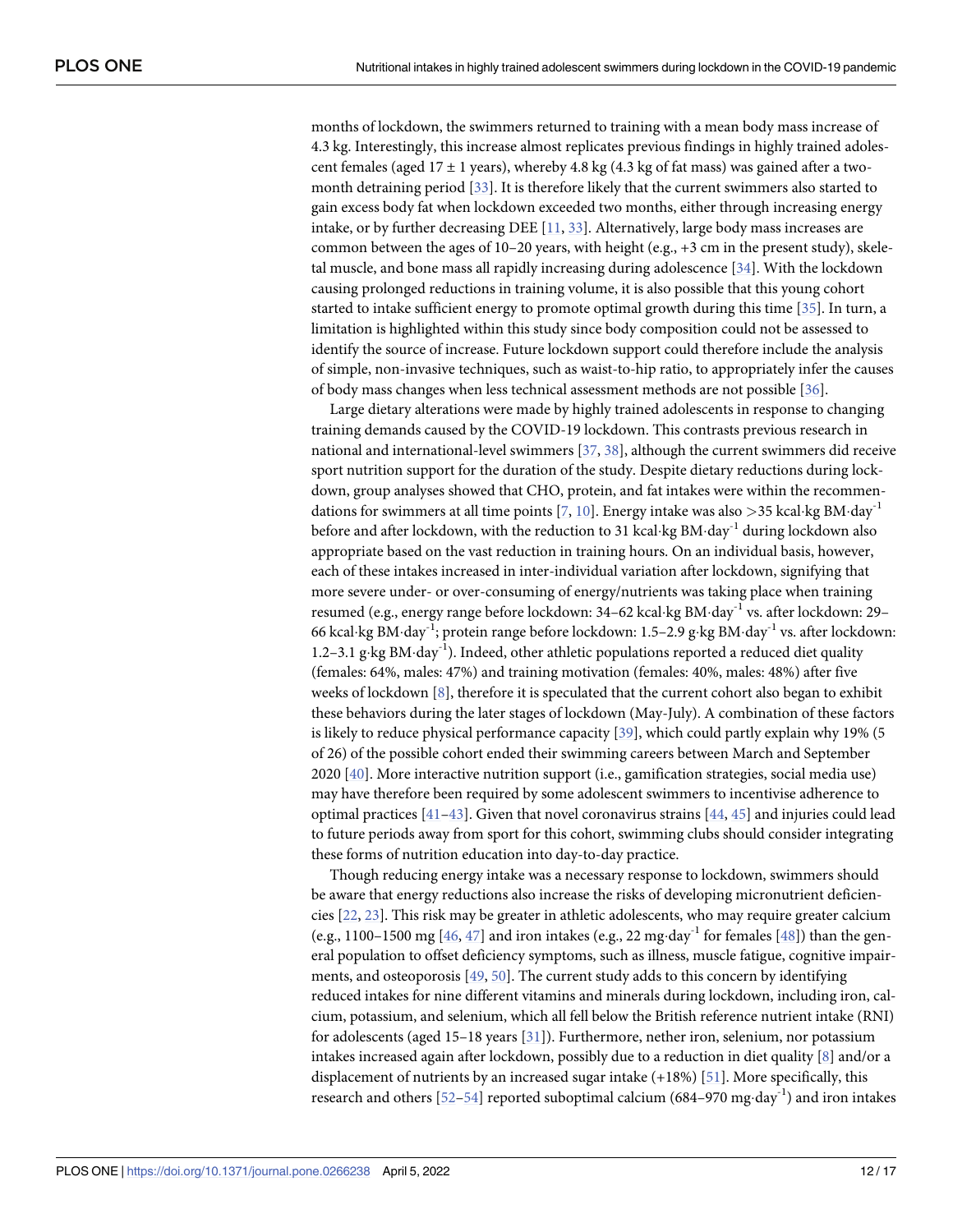months of lockdown, the swimmers returned to training with a mean body mass increase of 4.3 kg. Interestingly, this increase almost replicates previous findings in highly trained adolescent females (aged 17 ± 1 years), whereby 4.8 kg (4.3 kg of fat mass) was gained after a two-month detraining period [33]. It is therefore likely that the current swimmers also started to gain excess body fat when lockdown exceeded two months, either through increasing energy intake, or by further decreasing DEE [11, 33]. Alternatively, large body mass increases are common between the ages of 10–20 years, with height (e.g., +3 cm in the present study), skeletal muscle, and bone mass all rapidly increasing during adolescence [34]. With the lockdown causing prolonged reductions in training volume, it is also possible that this young cohort started to intake sufficient energy to promote optimal growth during this time [35]. In turn, a limitation is highlighted within this study since body composition could not be assessed to identify the source of increase. Future lockdown support could therefore include the analysis of simple, non-invasive techniques, such as waist-to-hip ratio, to appropriately infer the causes of body mass changes when less technical assessment methods are not possible [36].

Large dietary alterations were made by highly trained adolescents in response to changing training demands caused by the COVID-19 lockdown. This contrasts previous research in national and international-level swimmers [37, 38], although the current swimmers did receive sport nutrition support for the duration of the study. Despite dietary reductions during lockdown, group analyses showed that CHO, protein, and fat intakes were within the recommendations for swimmers at all time points [7, 10]. Energy intake was also >35 kcal·kg BM·day$^{-1}$ before and after lockdown, with the reduction to 31 kcal·kg BM·day$^{-1}$ during lockdown also appropriate based on the vast reduction in training hours. On an individual basis, however, each of these intakes increased in inter-individual variation after lockdown, signifying that more severe under- or over-consuming of energy/nutrients was taking place when training resumed (e.g., energy range before lockdown: 34–62 kcal·kg BM·day$^{-1}$ vs. after lockdown: 29–66 kcal·kg BM·day$^{-1}$; protein range before lockdown: 1.5–2.9 g·kg BM·day$^{-1}$ vs. after lockdown: 1.2–3.1 g·kg BM·day$^{-1}$). Indeed, other athletic populations reported a reduced diet quality (females: 64%, males: 47%) and training motivation (females: 40%, males: 48%) after five weeks of lockdown [8], therefore it is speculated that the current cohort also began to exhibit these behaviors during the later stages of lockdown (May-July). A combination of these factors is likely to reduce physical performance capacity [39], which could partly explain why 19% (5 of 26) of the possible cohort ended their swimming careers between March and September 2020 [40]. More interactive nutrition support (i.e., gamification strategies, social media use) may have therefore been required by some adolescent swimmers to incentivise adherence to optimal practices [41–43]. Given that novel coronavirus strains [44, 45] and injuries could lead to future periods away from sport for this cohort, swimming clubs should consider integrating these forms of nutrition education into day-to-day practice.

Though reducing energy intake was a necessary response to lockdown, swimmers should be aware that energy reductions also increase the risks of developing micronutrient deficiencies [22, 23]. This risk may be greater in athletic adolescents, who may require greater calcium (e.g., 1100–1500 mg [46, 47] and iron intakes (e.g., 22 mg·day$^{-1}$ for females [48]) than the general population to offset deficiency symptoms, such as illness, muscle fatigue, cognitive impairments, and osteoporosis [49, 50]. The current study adds to this concern by identifying reduced intakes for nine different vitamins and minerals during lockdown, including iron, calcium, potassium, and selenium, which all fell below the British reference nutrient intake (RNI) for adolescents (aged 15–18 years [31]). Furthermore, nether iron, selenium, nor potassium intakes increased again after lockdown, possibly due to a reduction in diet quality [8] and/or a displacement of nutrients by an increased sugar intake (+18%) [51]. More specifically, this research and others [52–54] reported suboptimal calcium (684–970 mg·day$^{-1}$) and iron intakes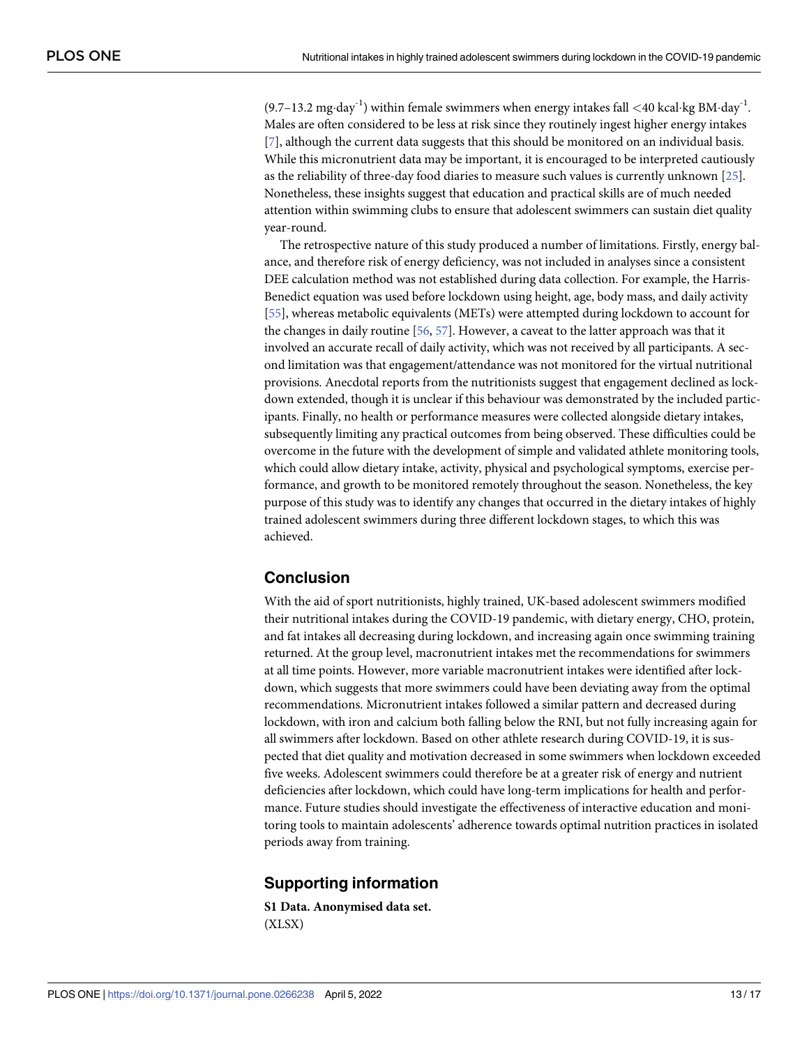(9.7–13.2 $mg \cdot day^{-1}$) within female swimmers when energy intakes fall <40 $kcal \cdot kg\ BM \cdot day^{-1}$. Males are often considered to be less at risk since they routinely ingest higher energy intakes [7], although the current data suggests that this should be monitored on an individual basis. While this micronutrient data may be important, it is encouraged to be interpreted cautiously as the reliability of three-day food diaries to measure such values is currently unknown [25]. Nonetheless, these insights suggest that education and practical skills are of much needed attention within swimming clubs to ensure that adolescent swimmers can sustain diet quality year-round.

The retrospective nature of this study produced a number of limitations. Firstly, energy balance, and therefore risk of energy deficiency, was not included in analyses since a consistent DEE calculation method was not established during data collection. For example, the Harris-Benedict equation was used before lockdown using height, age, body mass, and daily activity [55], whereas metabolic equivalents (METs) were attempted during lockdown to account for the changes in daily routine [56, 57]. However, a caveat to the latter approach was that it involved an accurate recall of daily activity, which was not received by all participants. A second limitation was that engagement/attendance was not monitored for the virtual nutritional provisions. Anecdotal reports from the nutritionists suggest that engagement declined as lockdown extended, though it is unclear if this behaviour was demonstrated by the included participants. Finally, no health or performance measures were collected alongside dietary intakes, subsequently limiting any practical outcomes from being observed. These difficulties could be overcome in the future with the development of simple and validated athlete monitoring tools, which could allow dietary intake, activity, physical and psychological symptoms, exercise performance, and growth to be monitored remotely throughout the season. Nonetheless, the key purpose of this study was to identify any changes that occurred in the dietary intakes of highly trained adolescent swimmers during three different lockdown stages, to which this was achieved.

## Conclusion

With the aid of sport nutritionists, highly trained, UK-based adolescent swimmers modified their nutritional intakes during the COVID-19 pandemic, with dietary energy, CHO, protein, and fat intakes all decreasing during lockdown, and increasing again once swimming training returned. At the group level, macronutrient intakes met the recommendations for swimmers at all time points. However, more variable macronutrient intakes were identified after lockdown, which suggests that more swimmers could have been deviating away from the optimal recommendations. Micronutrient intakes followed a similar pattern and decreased during lockdown, with iron and calcium both falling below the RNI, but not fully increasing again for all swimmers after lockdown. Based on other athlete research during COVID-19, it is suspected that diet quality and motivation decreased in some swimmers when lockdown exceeded five weeks. Adolescent swimmers could therefore be at a greater risk of energy and nutrient deficiencies after lockdown, which could have long-term implications for health and performance. Future studies should investigate the effectiveness of interactive education and monitoring tools to maintain adolescents' adherence towards optimal nutrition practices in isolated periods away from training.

## Supporting information

**S1 Data. Anonymised data set.**
(XLSX)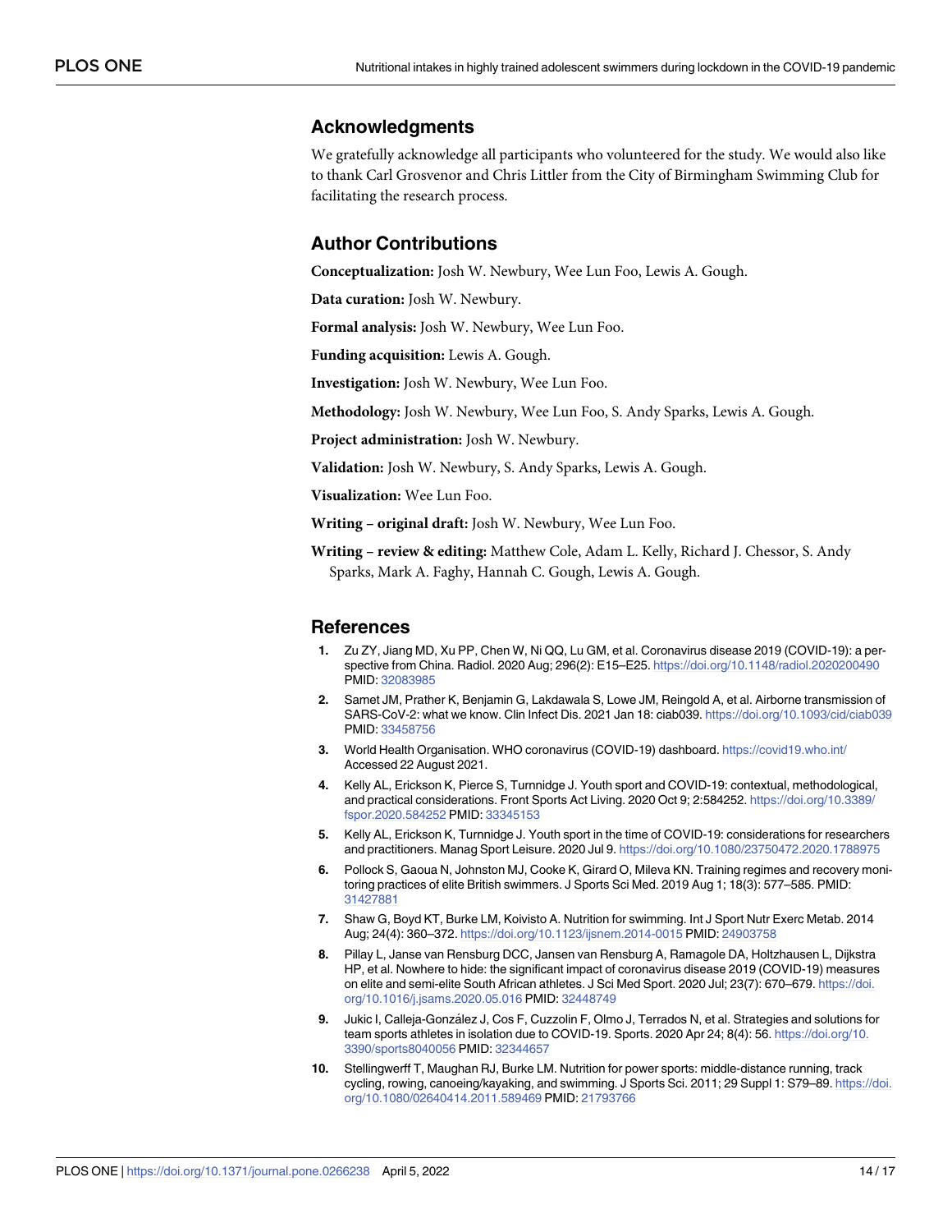## Acknowledgments

We gratefully acknowledge all participants who volunteered for the study. We would also like to thank Carl Grosvenor and Chris Littler from the City of Birmingham Swimming Club for facilitating the research process.

## Author Contributions

**Conceptualization:** Josh W. Newbury, Wee Lun Foo, Lewis A. Gough.

**Data curation:** Josh W. Newbury.

**Formal analysis:** Josh W. Newbury, Wee Lun Foo.

**Funding acquisition:** Lewis A. Gough.

**Investigation:** Josh W. Newbury, Wee Lun Foo.

**Methodology:** Josh W. Newbury, Wee Lun Foo, S. Andy Sparks, Lewis A. Gough.

**Project administration:** Josh W. Newbury.

**Validation:** Josh W. Newbury, S. Andy Sparks, Lewis A. Gough.

**Visualization:** Wee Lun Foo.

**Writing – original draft:** Josh W. Newbury, Wee Lun Foo.

**Writing – review & editing:** Matthew Cole, Adam L. Kelly, Richard J. Chessor, S. Andy Sparks, Mark A. Faghy, Hannah C. Gough, Lewis A. Gough.

## References

1. Zu ZY, Jiang MD, Xu PP, Chen W, Ni QQ, Lu GM, et al. Coronavirus disease 2019 (COVID-19): a perspective from China. Radiol. 2020 Aug; 296(2): E15–E25. https://doi.org/10.1148/radiol.2020200490 PMID: 32083985
2. Samet JM, Prather K, Benjamin G, Lakdawala S, Lowe JM, Reingold A, et al. Airborne transmission of SARS-CoV-2: what we know. Clin Infect Dis. 2021 Jan 18: ciab039. https://doi.org/10.1093/cid/ciab039 PMID: 33458756
3. World Health Organisation. WHO coronavirus (COVID-19) dashboard. https://covid19.who.int/ Accessed 22 August 2021.
4. Kelly AL, Erickson K, Pierce S, Turnnidge J. Youth sport and COVID-19: contextual, methodological, and practical considerations. Front Sports Act Living. 2020 Oct 9; 2:584252. https://doi.org/10.3389/fspor.2020.584252 PMID: 33345153
5. Kelly AL, Erickson K, Turnnidge J. Youth sport in the time of COVID-19: considerations for researchers and practitioners. Manag Sport Leisure. 2020 Jul 9. https://doi.org/10.1080/23750472.2020.1788975
6. Pollock S, Gaoua N, Johnston MJ, Cooke K, Girard O, Mileva KN. Training regimes and recovery monitoring practices of elite British swimmers. J Sports Sci Med. 2019 Aug 1; 18(3): 577–585. PMID: 31427881
7. Shaw G, Boyd KT, Burke LM, Koivisto A. Nutrition for swimming. Int J Sport Nutr Exerc Metab. 2014 Aug; 24(4): 360–372. https://doi.org/10.1123/ijsnem.2014-0015 PMID: 24903758
8. Pillay L, Janse van Rensburg DCC, Jansen van Rensburg A, Ramagole DA, Holtzhausen L, Dijkstra HP, et al. Nowhere to hide: the significant impact of coronavirus disease 2019 (COVID-19) measures on elite and semi-elite South African athletes. J Sci Med Sport. 2020 Jul; 23(7): 670–679. https://doi.org/10.1016/j.jsams.2020.05.016 PMID: 32448749
9. Jukic I, Calleja-González J, Cos F, Cuzzolin F, Olmo J, Terrados N, et al. Strategies and solutions for team sports athletes in isolation due to COVID-19. Sports. 2020 Apr 24; 8(4): 56. https://doi.org/10.3390/sports8040056 PMID: 32344657
10. Stellingwerff T, Maughan RJ, Burke LM. Nutrition for power sports: middle-distance running, track cycling, rowing, canoeing/kayaking, and swimming. J Sports Sci. 2011; 29 Suppl 1: S79–89. https://doi.org/10.1080/02640414.2011.589469 PMID: 21793766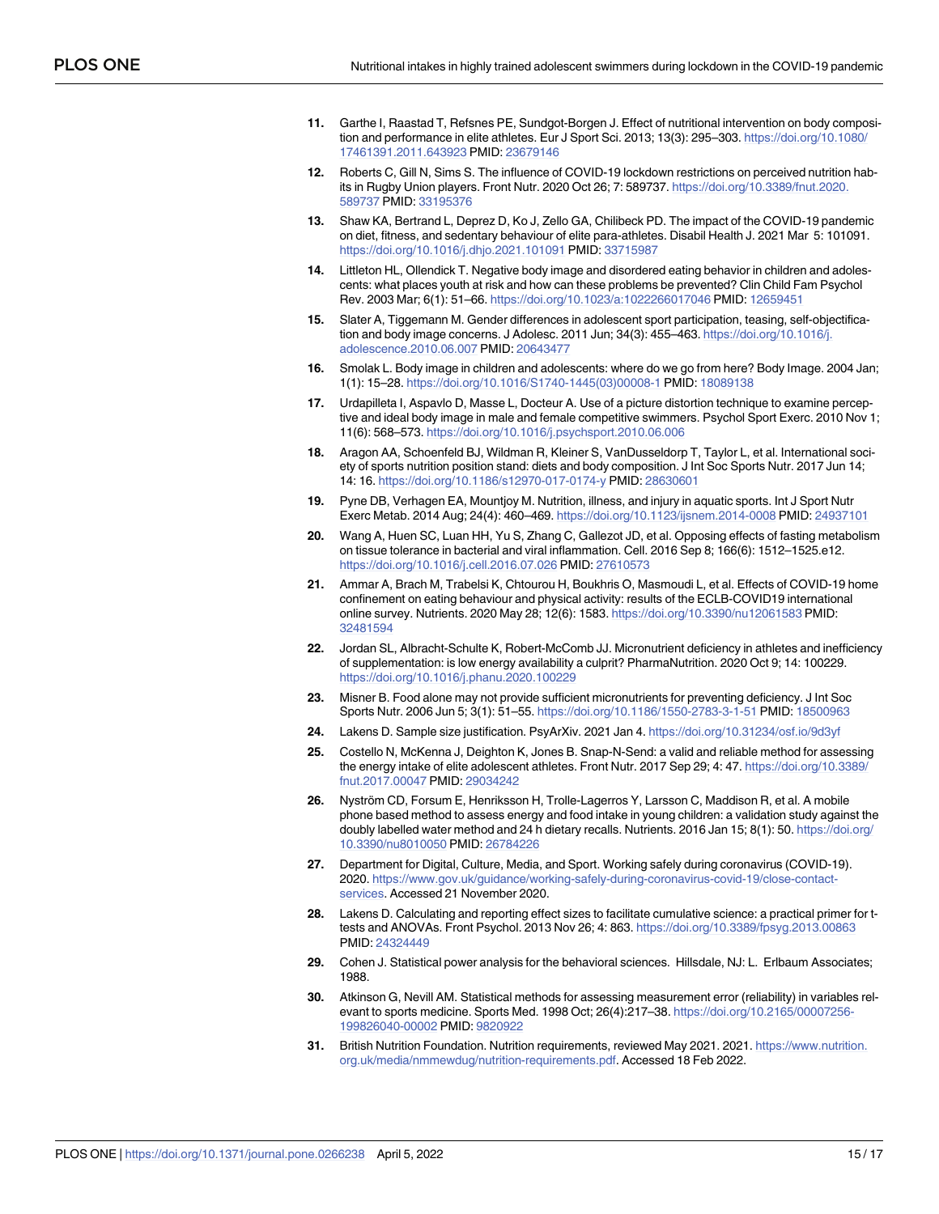11. Garthe I, Raastad T, Refsnes PE, Sundgot-Borgen J. Effect of nutritional intervention on body composition and performance in elite athletes. Eur J Sport Sci. 2013; 13(3): 295–303. https://doi.org/10.1080/17461391.2011.643923 PMID: 23679146

12. Roberts C, Gill N, Sims S. The influence of COVID-19 lockdown restrictions on perceived nutrition habits in Rugby Union players. Front Nutr. 2020 Oct 26; 7: 589737. https://doi.org/10.3389/fnut.2020.589737 PMID: 33195376

13. Shaw KA, Bertrand L, Deprez D, Ko J, Zello GA, Chilibeck PD. The impact of the COVID-19 pandemic on diet, fitness, and sedentary behaviour of elite para-athletes. Disabil Health J. 2021 Mar 5: 101091. https://doi.org/10.1016/j.dhjo.2021.101091 PMID: 33715987

14. Littleton HL, Ollendick T. Negative body image and disordered eating behavior in children and adolescents: what places youth at risk and how can these problems be prevented? Clin Child Fam Psychol Rev. 2003 Mar; 6(1): 51–66. https://doi.org/10.1023/a:1022266017046 PMID: 12659451

15. Slater A, Tiggemann M. Gender differences in adolescent sport participation, teasing, self-objectification and body image concerns. J Adolesc. 2011 Jun; 34(3): 455–463. https://doi.org/10.1016/j.adolescence.2010.06.007 PMID: 20643477

16. Smolak L. Body image in children and adolescents: where do we go from here? Body Image. 2004 Jan; 1(1): 15–28. https://doi.org/10.1016/S1740-1445(03)00008-1 PMID: 18089138

17. Urdapilleta I, Aspavlo D, Masse L, Docteur A. Use of a picture distortion technique to examine perceptive and ideal body image in male and female competitive swimmers. Psychol Sport Exerc. 2010 Nov 1; 11(6): 568–573. https://doi.org/10.1016/j.psychsport.2010.06.006

18. Aragon AA, Schoenfeld BJ, Wildman R, Kleiner S, VanDusseldorp T, Taylor L, et al. International society of sports nutrition position stand: diets and body composition. J Int Soc Sports Nutr. 2017 Jun 14; 14: 16. https://doi.org/10.1186/s12970-017-0174-y PMID: 28630601

19. Pyne DB, Verhagen EA, Mountjoy M. Nutrition, illness, and injury in aquatic sports. Int J Sport Nutr Exerc Metab. 2014 Aug; 24(4): 460–469. https://doi.org/10.1123/ijsnem.2014-0008 PMID: 24937101

20. Wang A, Huen SC, Luan HH, Yu S, Zhang C, Gallezot JD, et al. Opposing effects of fasting metabolism on tissue tolerance in bacterial and viral inflammation. Cell. 2016 Sep 8; 166(6): 1512–1525.e12. https://doi.org/10.1016/j.cell.2016.07.026 PMID: 27610573

21. Ammar A, Brach M, Trabelsi K, Chtourou H, Boukhris O, Masmoudi L, et al. Effects of COVID-19 home confinement on eating behaviour and physical activity: results of the ECLB-COVID19 international online survey. Nutrients. 2020 May 28; 12(6): 1583. https://doi.org/10.3390/nu12061583 PMID: 32481594

22. Jordan SL, Albracht-Schulte K, Robert-McComb JJ. Micronutrient deficiency in athletes and inefficiency of supplementation: is low energy availability a culprit? PharmaNutrition. 2020 Oct 9; 14: 100229. https://doi.org/10.1016/j.phanu.2020.100229

23. Misner B. Food alone may not provide sufficient micronutrients for preventing deficiency. J Int Soc Sports Nutr. 2006 Jun 5; 3(1): 51–55. https://doi.org/10.1186/1550-2783-3-1-51 PMID: 18500963

24. Lakens D. Sample size justification. PsyArXiv. 2021 Jan 4. https://doi.org/10.31234/osf.io/9d3yf

25. Costello N, McKenna J, Deighton K, Jones B. Snap-N-Send: a valid and reliable method for assessing the energy intake of elite adolescent athletes. Front Nutr. 2017 Sep 29; 4: 47. https://doi.org/10.3389/fnut.2017.00047 PMID: 29034242

26. Nyström CD, Forsum E, Henriksson H, Trolle-Lagerros Y, Larsson C, Maddison R, et al. A mobile phone based method to assess energy and food intake in young children: a validation study against the doubly labelled water method and 24 h dietary recalls. Nutrients. 2016 Jan 15; 8(1): 50. https://doi.org/10.3390/nu8010050 PMID: 26784226

27. Department for Digital, Culture, Media, and Sport. Working safely during coronavirus (COVID-19). 2020. https://www.gov.uk/guidance/working-safely-during-coronavirus-covid-19/close-contact-services. Accessed 21 November 2020.

28. Lakens D. Calculating and reporting effect sizes to facilitate cumulative science: a practical primer for t-tests and ANOVAs. Front Psychol. 2013 Nov 26; 4: 863. https://doi.org/10.3389/fpsyg.2013.00863 PMID: 24324449

29. Cohen J. Statistical power analysis for the behavioral sciences. Hillsdale, NJ: L. Erlbaum Associates; 1988.

30. Atkinson G, Nevill AM. Statistical methods for assessing measurement error (reliability) in variables relevant to sports medicine. Sports Med. 1998 Oct; 26(4):217–38. https://doi.org/10.2165/00007256-199826040-00002 PMID: 9820922

31. British Nutrition Foundation. Nutrition requirements, reviewed May 2021. 2021. https://www.nutrition.org.uk/media/nmmewdug/nutrition-requirements.pdf. Accessed 18 Feb 2022.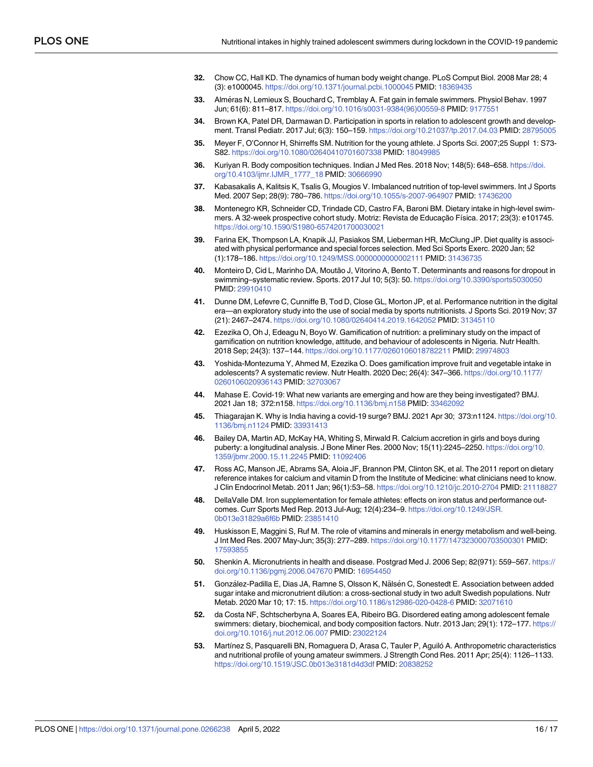32. Chow CC, Hall KD. The dynamics of human body weight change. PLoS Comput Biol. 2008 Mar 28; 4 (3): e1000045. https://doi.org/10.1371/journal.pcbi.1000045 PMID: 18369435

33. Alméras N, Lemieux S, Bouchard C, Tremblay A. Fat gain in female swimmers. Physiol Behav. 1997 Jun; 61(6): 811–817. https://doi.org/10.1016/s0031-9384(96)00559-8 PMID: 9177551

34. Brown KA, Patel DR, Darmawan D. Participation in sports in relation to adolescent growth and development. Transl Pediatr. 2017 Jul; 6(3): 150–159. https://doi.org/10.21037/tp.2017.04.03 PMID: 28795005

35. Meyer F, O'Connor H, Shirreffs SM. Nutrition for the young athlete. J Sports Sci. 2007;25 Suppl 1: S73-S82. https://doi.org/10.1080/02640410701607338 PMID: 18049985

36. Kuriyan R. Body composition techniques. Indian J Med Res. 2018 Nov; 148(5): 648–658. https://doi.org/10.4103/ijmr.IJMR_1777_18 PMID: 30666990

37. Kabasakalis A, Kalitsis K, Tsalis G, Mougios V. Imbalanced nutrition of top-level swimmers. Int J Sports Med. 2007 Sep; 28(9): 780–786. https://doi.org/10.1055/s-2007-964907 PMID: 17436200

38. Montenegro KR, Schneider CD, Trindade CD, Castro FA, Baroni BM. Dietary intake in high-level swimmers. A 32-week prospective cohort study. Motriz: Revista de Educação Física. 2017; 23(3): e101745. https://doi.org/10.1590/S1980-6574201700030021

39. Farina EK, Thompson LA, Knapik JJ, Pasiakos SM, Lieberman HR, McClung JP. Diet quality is associated with physical performance and special forces selection. Med Sci Sports Exerc. 2020 Jan; 52 (1):178–186. https://doi.org/10.1249/MSS.0000000000002111 PMID: 31436735

40. Monteiro D, Cid L, Marinho DA, Moutão J, Vitorino A, Bento T. Determinants and reasons for dropout in swimming–systematic review. Sports. 2017 Jul 10; 5(3): 50. https://doi.org/10.3390/sports5030050 PMID: 29910410

41. Dunne DM, Lefevre C, Cunniffe B, Tod D, Close GL, Morton JP, et al. Performance nutrition in the digital era—an exploratory study into the use of social media by sports nutritionists. J Sports Sci. 2019 Nov; 37 (21): 2467–2474. https://doi.org/10.1080/02640414.2019.1642052 PMID: 31345110

42. Ezezika O, Oh J, Edeagu N, Boyo W. Gamification of nutrition: a preliminary study on the impact of gamification on nutrition knowledge, attitude, and behaviour of adolescents in Nigeria. Nutr Health. 2018 Sep; 24(3): 137–144. https://doi.org/10.1177/0260106018782211 PMID: 29974803

43. Yoshida-Montezuma Y, Ahmed M, Ezezika O. Does gamification improve fruit and vegetable intake in adolescents? A systematic review. Nutr Health. 2020 Dec; 26(4): 347–366. https://doi.org/10.1177/0260106020936143 PMID: 32703067

44. Mahase E. Covid-19: What new variants are emerging and how are they being investigated? BMJ. 2021 Jan 18; 372:n158. https://doi.org/10.1136/bmj.n158 PMID: 33462092

45. Thiagarajan K. Why is India having a covid-19 surge? BMJ. 2021 Apr 30; 373:n1124. https://doi.org/10.1136/bmj.n1124 PMID: 33931413

46. Bailey DA, Martin AD, McKay HA, Whiting S, Mirwald R. Calcium accretion in girls and boys during puberty: a longitudinal analysis. J Bone Miner Res. 2000 Nov; 15(11):2245–2250. https://doi.org/10.1359/jbmr.2000.15.11.2245 PMID: 11092406

47. Ross AC, Manson JE, Abrams SA, Aloia JF, Brannon PM, Clinton SK, et al. The 2011 report on dietary reference intakes for calcium and vitamin D from the Institute of Medicine: what clinicians need to know. J Clin Endocrinol Metab. 2011 Jan; 96(1):53–58. https://doi.org/10.1210/jc.2010-2704 PMID: 21118827

48. DellaValle DM. Iron supplementation for female athletes: effects on iron status and performance outcomes. Curr Sports Med Rep. 2013 Jul-Aug; 12(4):234–9. https://doi.org/10.1249/JSR.0b013e31829a6f6b PMID: 23851410

49. Huskisson E, Maggini S, Ruf M. The role of vitamins and minerals in energy metabolism and well-being. J Int Med Res. 2007 May-Jun; 35(3): 277–289. https://doi.org/10.1177/147323000703500301 PMID: 17593855

50. Shenkin A. Micronutrients in health and disease. Postgrad Med J. 2006 Sep; 82(971): 559–567. https://doi.org/10.1136/pgmj.2006.047670 PMID: 16954450

51. González-Padilla E, Dias JA, Ramne S, Olsson K, Nälsén C, Sonestedt E. Association between added sugar intake and micronutrient dilution: a cross-sectional study in two adult Swedish populations. Nutr Metab. 2020 Mar 10; 17: 15. https://doi.org/10.1186/s12986-020-0428-6 PMID: 32071610

52. da Costa NF, Schtscherbyna A, Soares EA, Ribeiro BG. Disordered eating among adolescent female swimmers: dietary, biochemical, and body composition factors. Nutr. 2013 Jan; 29(1): 172–177. https://doi.org/10.1016/j.nut.2012.06.007 PMID: 23022124

53. Martínez S, Pasquarelli BN, Romaguera D, Arasa C, Tauler P, Aguiló A. Anthropometric characteristics and nutritional profile of young amateur swimmers. J Strength Cond Res. 2011 Apr; 25(4): 1126–1133. https://doi.org/10.1519/JSC.0b013e3181d4d3df PMID: 20838252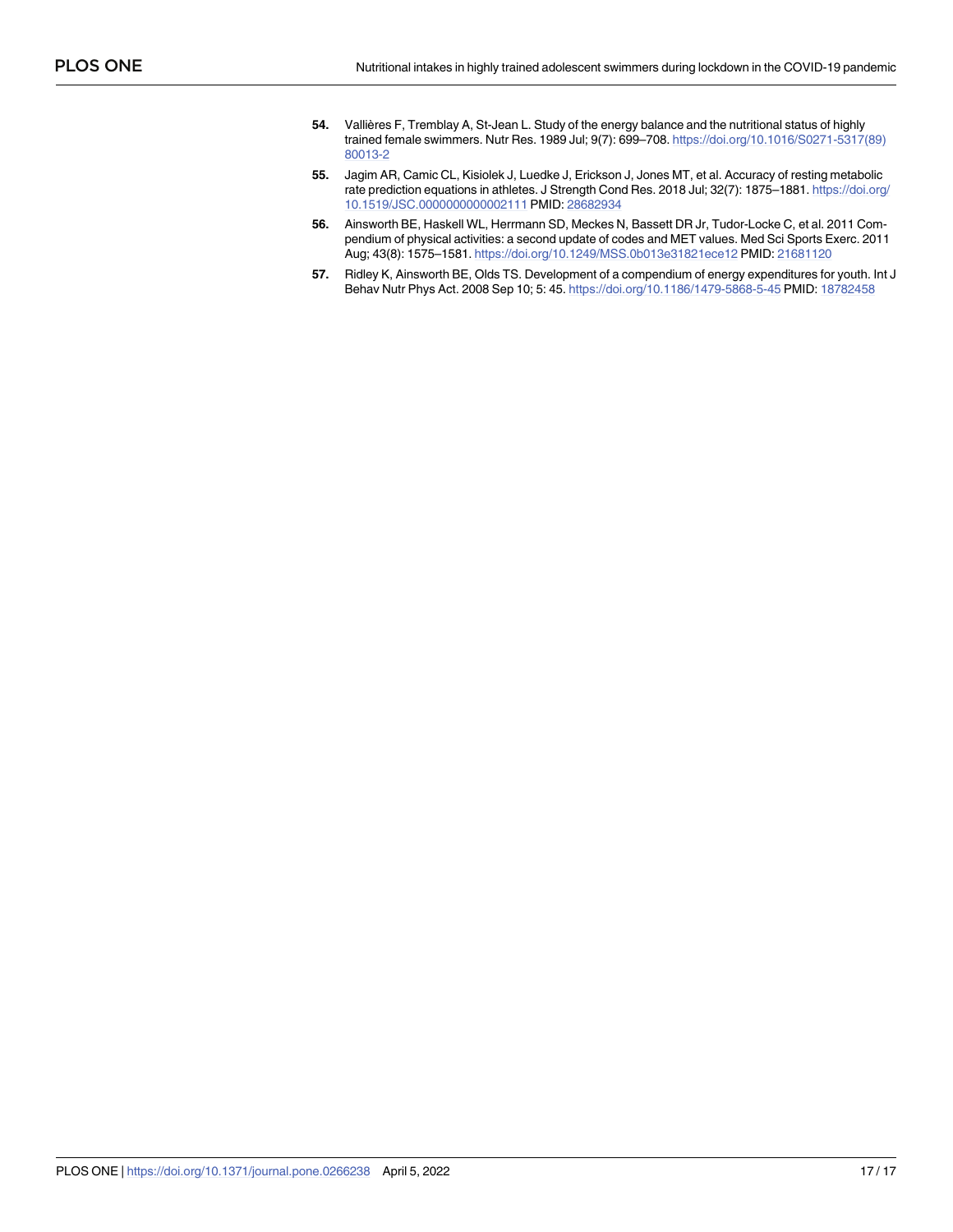54. Vallières F, Tremblay A, St-Jean L. Study of the energy balance and the nutritional status of highly trained female swimmers. Nutr Res. 1989 Jul; 9(7): 699–708. https://doi.org/10.1016/S0271-5317(89)80013-2

55. Jagim AR, Camic CL, Kisiolek J, Luedke J, Erickson J, Jones MT, et al. Accuracy of resting metabolic rate prediction equations in athletes. J Strength Cond Res. 2018 Jul; 32(7): 1875–1881. https://doi.org/10.1519/JSC.0000000000002111 PMID: 28682934

56. Ainsworth BE, Haskell WL, Herrmann SD, Meckes N, Bassett DR Jr, Tudor-Locke C, et al. 2011 Compendium of physical activities: a second update of codes and MET values. Med Sci Sports Exerc. 2011 Aug; 43(8): 1575–1581. https://doi.org/10.1249/MSS.0b013e31821ece12 PMID: 21681120

57. Ridley K, Ainsworth BE, Olds TS. Development of a compendium of energy expenditures for youth. Int J Behav Nutr Phys Act. 2008 Sep 10; 5: 45. https://doi.org/10.1186/1479-5868-5-45 PMID: 18782458